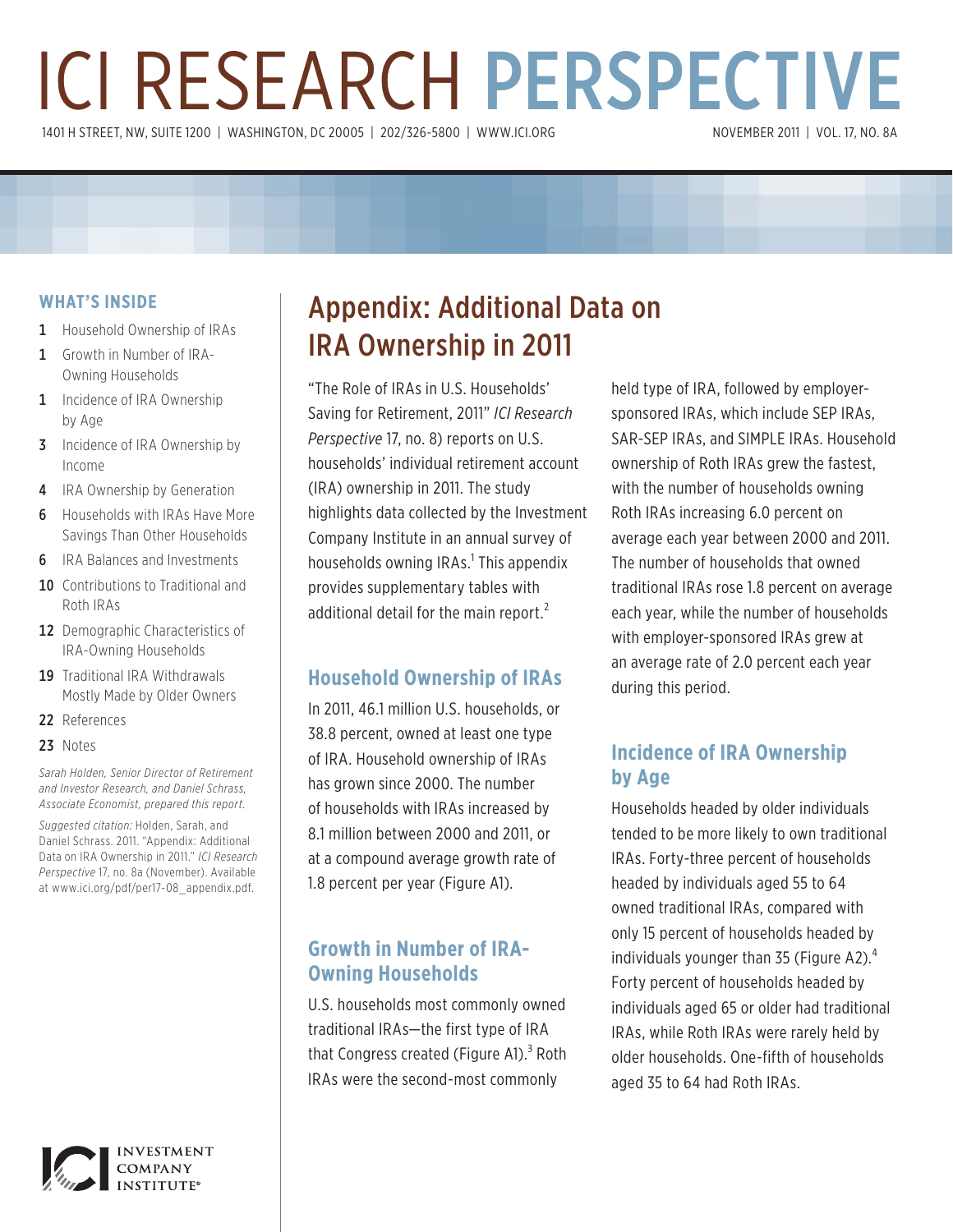# ICI RESEARCH PERSPECTIVE

1401 H STREET, NW, SUITE 1200 | WASHINGTON, DC 20005 | 202/326-5800 | WWW.ICI.ORG

NOVEMBER 2011 | VOL. 17, NO. 8A

### WHAT'S INSIDE

- **1** Household Ownership of IRAs
- **1** Growth in Number of IRA-Owning Households
- **1** Incidence of IRA Ownership by Age
- **3** Incidence of IRA Ownership by Income
- **4** IRA Ownership by Generation
- **6** Households with IRAs Have More Savings Than Other Households
- **6** IRA Balances and Investments
- **10** Contributions to Traditional and Roth IRAs
- **12** Demographic Characteristics of IRA-Owning Households
- **19** Traditional IRA Withdrawals Mostly Made by Older Owners
- **22** References
- **23** Notes

*Sarah Holden, Senior Director of Retirement and Investor Research, and Daniel Schrass, Associate Economist, prepared this report.*

*Suggested citation:* Holden, Sarah, and Daniel Schrass. 2011. "Appendix: Additional Data on IRA Ownership in 2011." *ICI Research Perspective* 17, no. 8a (November). Available at www.ici.org/pdf/per17-08_appendix.pdf.

# Appendix: Additional Data on IRA Ownership in 2011

"The Role of IRAs in U.S. Households' Saving for Retirement, 2011" *ICI Research Perspective* 17, no. 8) reports on U.S. households' individual retirement account (IRA) ownership in 2011. The study highlights data collected by the Investment Company Institute in an annual survey of households owning IRAs.[1] This appendix provides supplementary tables with additional detail for the main report.[2]

## Household Ownership of IRAs

In 2011, 46.1 million U.S. households, or 38.8 percent, owned at least one type of IRA. Household ownership of IRAs has grown since 2000. The number of households with IRAs increased by 8.1 million between 2000 and 2011, or at a compound average growth rate of 1.8 percent per year (Figure A1).

## Growth in Number of IRA-Owning Households

U.S. households most commonly owned traditional IRAs—the first type of IRA that Congress created (Figure A1).[3] Roth IRAs were the second-most commonly held type of IRA, followed by employer-sponsored IRAs, which include SEP IRAs, SAR-SEP IRAs, and SIMPLE IRAs. Household ownership of Roth IRAs grew the fastest, with the number of households owning Roth IRAs increasing 6.0 percent on average each year between 2000 and 2011. The number of households that owned traditional IRAs rose 1.8 percent on average each year, while the number of households with employer-sponsored IRAs grew at an average rate of 2.0 percent each year during this period.

## Incidence of IRA Ownership by Age

Households headed by older individuals tended to be more likely to own traditional IRAs. Forty-three percent of households headed by individuals aged 55 to 64 owned traditional IRAs, compared with only 15 percent of households headed by individuals younger than 35 (Figure A2).[4] Forty percent of households headed by individuals aged 65 or older had traditional IRAs, while Roth IRAs were rarely held by older households. One-fifth of households aged 35 to 64 had Roth IRAs.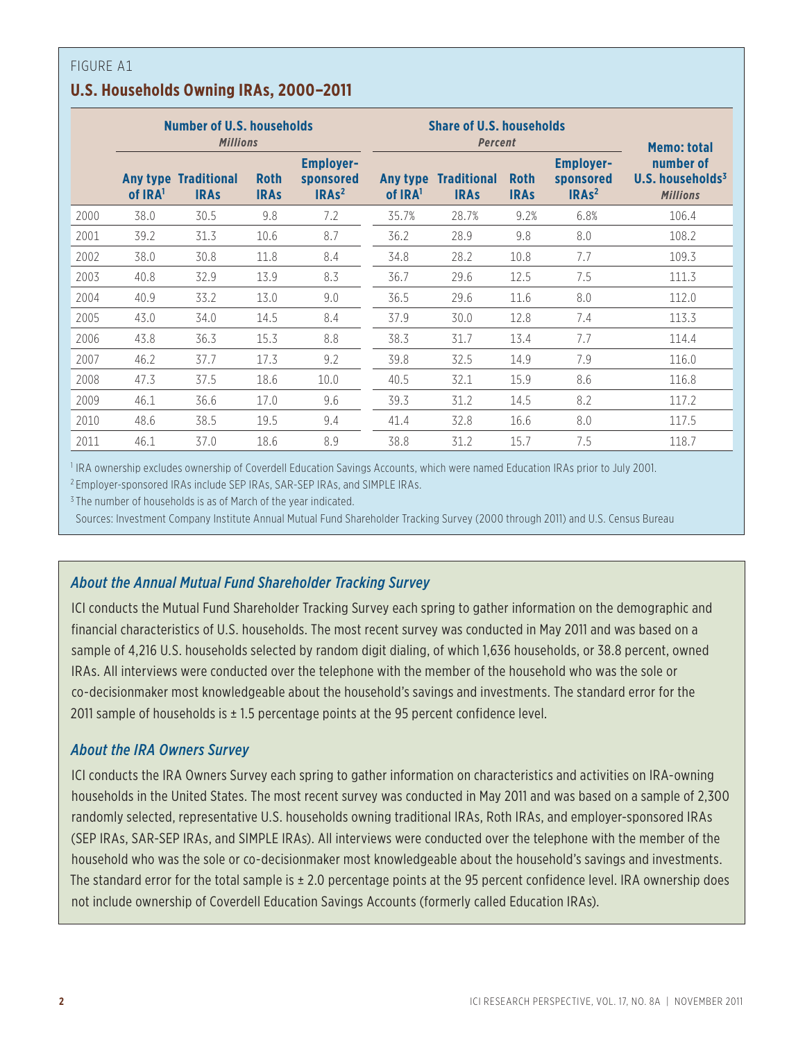FIGURE A1

## U.S. Households Owning IRAs, 2000–2011

| | Number of U.S. households *Millions* | | | | Share of U.S. households *Percent* | | | | Memo: total number of U.S. households[3] *Millions* |
|---|---|---|---|---|---|---|---|---|---|
| | Any type of IRA[1] | Traditional IRAs | Roth IRAs | Employer-sponsored IRAs[2] | Any type of IRA[1] | Traditional IRAs | Roth IRAs | Employer-sponsored IRAs[2] | |
| 2000 | 38.0 | 30.5 | 9.8 | 7.2 | 35.7% | 28.7% | 9.2% | 6.8% | 106.4 |
| 2001 | 39.2 | 31.3 | 10.6 | 8.7 | 36.2 | 28.9 | 9.8 | 8.0 | 108.2 |
| 2002 | 38.0 | 30.8 | 11.8 | 8.4 | 34.8 | 28.2 | 10.8 | 7.7 | 109.3 |
| 2003 | 40.8 | 32.9 | 13.9 | 8.3 | 36.7 | 29.6 | 12.5 | 7.5 | 111.3 |
| 2004 | 40.9 | 33.2 | 13.0 | 9.0 | 36.5 | 29.6 | 11.6 | 8.0 | 112.0 |
| 2005 | 43.0 | 34.0 | 14.5 | 8.4 | 37.9 | 30.0 | 12.8 | 7.4 | 113.3 |
| 2006 | 43.8 | 36.3 | 15.3 | 8.8 | 38.3 | 31.7 | 13.4 | 7.7 | 114.4 |
| 2007 | 46.2 | 37.7 | 17.3 | 9.2 | 39.8 | 32.5 | 14.9 | 7.9 | 116.0 |
| 2008 | 47.3 | 37.5 | 18.6 | 10.0 | 40.5 | 32.1 | 15.9 | 8.6 | 116.8 |
| 2009 | 46.1 | 36.6 | 17.0 | 9.6 | 39.3 | 31.2 | 14.5 | 8.2 | 117.2 |
| 2010 | 48.6 | 38.5 | 19.5 | 9.4 | 41.4 | 32.8 | 16.6 | 8.0 | 117.5 |
| 2011 | 46.1 | 37.0 | 18.6 | 8.9 | 38.8 | 31.2 | 15.7 | 7.5 | 118.7 |

[1] IRA ownership excludes ownership of Coverdell Education Savings Accounts, which were named Education IRAs prior to July 2001.

[2] Employer-sponsored IRAs include SEP IRAs, SAR-SEP IRAs, and SIMPLE IRAs.

[3] The number of households is as of March of the year indicated.

Sources: Investment Company Institute Annual Mutual Fund Shareholder Tracking Survey (2000 through 2011) and U.S. Census Bureau

### *About the Annual Mutual Fund Shareholder Tracking Survey*

ICI conducts the Mutual Fund Shareholder Tracking Survey each spring to gather information on the demographic and financial characteristics of U.S. households. The most recent survey was conducted in May 2011 and was based on a sample of 4,216 U.S. households selected by random digit dialing, of which 1,636 households, or 38.8 percent, owned IRAs. All interviews were conducted over the telephone with the member of the household who was the sole or co-decisionmaker most knowledgeable about the household's savings and investments. The standard error for the 2011 sample of households is ± 1.5 percentage points at the 95 percent confidence level.

### *About the IRA Owners Survey*

ICI conducts the IRA Owners Survey each spring to gather information on characteristics and activities on IRA-owning households in the United States. The most recent survey was conducted in May 2011 and was based on a sample of 2,300 randomly selected, representative U.S. households owning traditional IRAs, Roth IRAs, and employer-sponsored IRAs (SEP IRAs, SAR-SEP IRAs, and SIMPLE IRAs). All interviews were conducted over the telephone with the member of the household who was the sole or co-decisionmaker most knowledgeable about the household's savings and investments. The standard error for the total sample is ± 2.0 percentage points at the 95 percent confidence level. IRA ownership does not include ownership of Coverdell Education Savings Accounts (formerly called Education IRAs).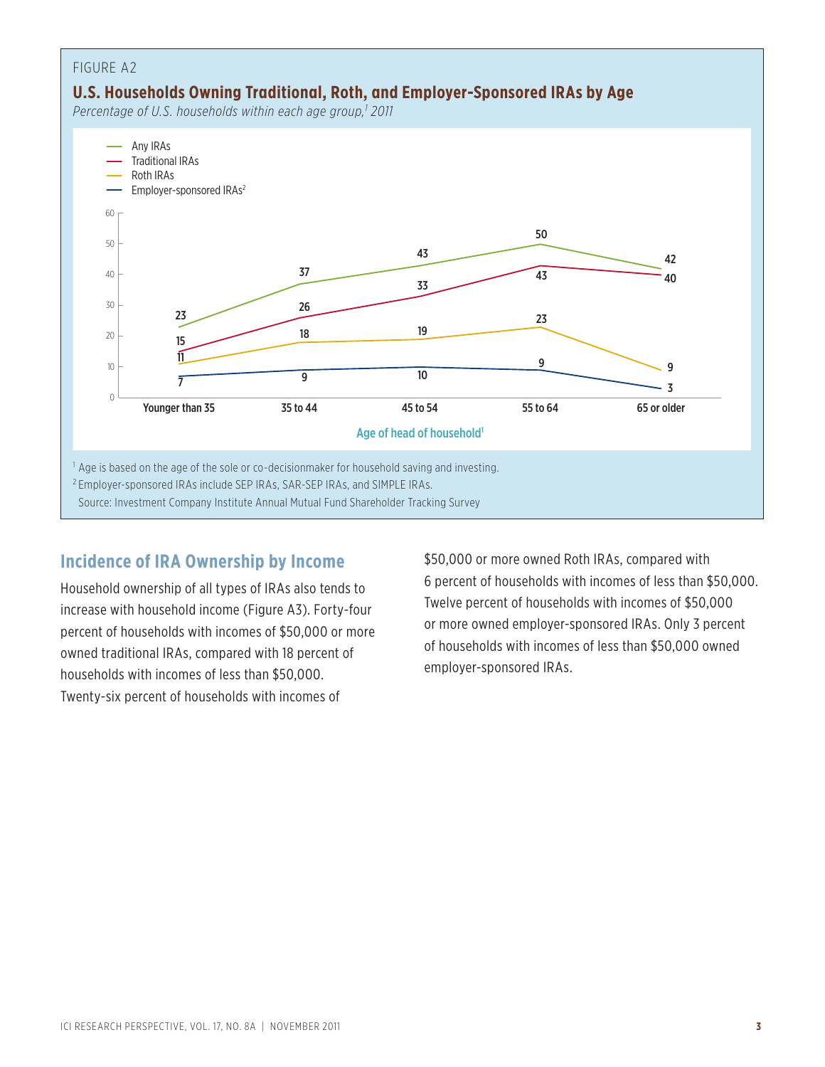FIGURE A2

**U.S. Households Owning Traditional, Roth, and Employer-Sponsored IRAs by Age**

*Percentage of U.S. households within each age group,[1] 2011*

| Age of head of household[1] | Any IRAs | Traditional IRAs | Roth IRAs | Employer-sponsored IRAs[2] |
|---|---|---|---|---|
| Younger than 35 | 23 | 15 | 11 | 7 |
| 35 to 44 | 37 | 26 | 18 | 9 |
| 45 to 54 | 43 | 33 | 19 | 10 |
| 55 to 64 | 50 | 43 | 23 | 9 |
| 65 or older | 42 | 40 | 9 | 3 |

[1] Age is based on the age of the sole or co-decisionmaker for household saving and investing.

[2] Employer-sponsored IRAs include SEP IRAs, SAR-SEP IRAs, and SIMPLE IRAs.

Source: Investment Company Institute Annual Mutual Fund Shareholder Tracking Survey

## Incidence of IRA Ownership by Income

Household ownership of all types of IRAs also tends to increase with household income (Figure A3). Forty-four percent of households with incomes of $50,000 or more owned traditional IRAs, compared with 18 percent of households with incomes of less than $50,000. Twenty-six percent of households with incomes of $50,000 or more owned Roth IRAs, compared with 6 percent of households with incomes of less than $50,000. Twelve percent of households with incomes of $50,000 or more owned employer-sponsored IRAs. Only 3 percent of households with incomes of less than $50,000 owned employer-sponsored IRAs.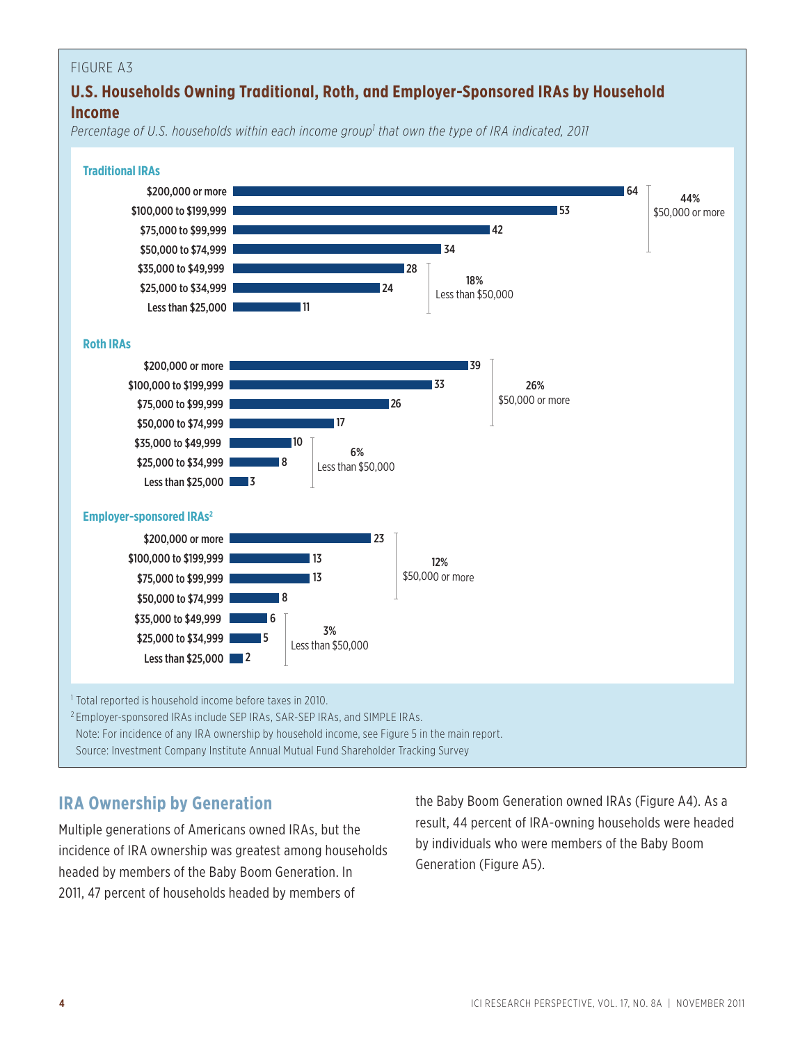FIGURE A3

## U.S. Households Owning Traditional, Roth, and Employer-Sponsored IRAs by Household Income

*Percentage of U.S. households within each income group[1] that own the type of IRA indicated, 2011*

**Traditional IRAs**

$200,000 or more 64
$100,000 to $199,999 53
$75,000 to $99,999 42
$50,000 to $74,999 34
$35,000 to $49,999 28
$25,000 to $34,999 24
Less than $25,000 11

44% $50,000 or more
18% Less than $50,000

**Roth IRAs**

$200,000 or more 39
$100,000 to $199,999 33
$75,000 to $99,999 26
$50,000 to $74,999 17
$35,000 to $49,999 10
$25,000 to $34,999 8
Less than $25,000 3

26% $50,000 or more
6% Less than $50,000

**Employer-sponsored IRAs[2]**

$200,000 or more 23
$100,000 to $199,999 13
$75,000 to $99,999 13
$50,000 to $74,999 8
$35,000 to $49,999 6
$25,000 to $34,999 5
Less than $25,000 2

12% $50,000 or more
3% Less than $50,000

[1] Total reported is household income before taxes in 2010.

[2] Employer-sponsored IRAs include SEP IRAs, SAR-SEP IRAs, and SIMPLE IRAs.

Note: For incidence of any IRA ownership by household income, see Figure 5 in the main report.

Source: Investment Company Institute Annual Mutual Fund Shareholder Tracking Survey

## IRA Ownership by Generation

Multiple generations of Americans owned IRAs, but the incidence of IRA ownership was greatest among households headed by members of the Baby Boom Generation. In 2011, 47 percent of households headed by members of the Baby Boom Generation owned IRAs (Figure A4). As a result, 44 percent of IRA-owning households were headed by individuals who were members of the Baby Boom Generation (Figure A5).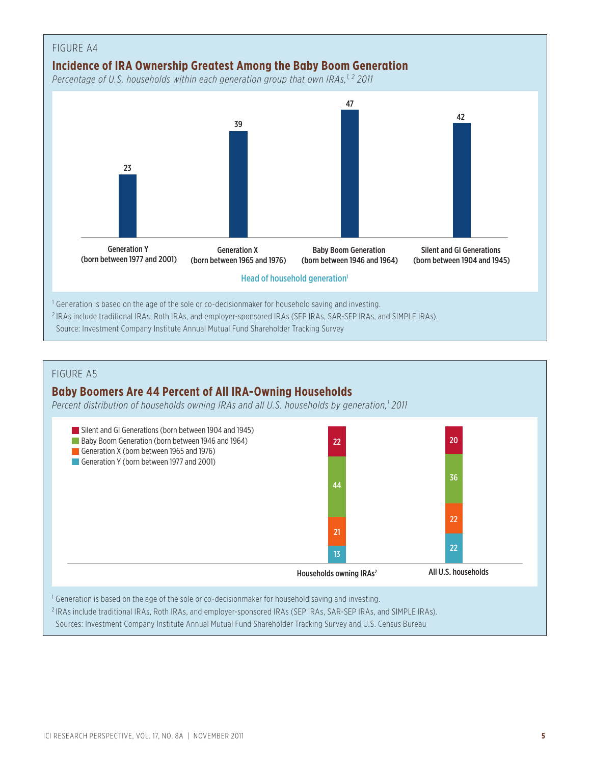FIGURE A4

## Incidence of IRA Ownership Greatest Among the Baby Boom Generation

*Percentage of U.S. households within each generation group that own IRAs,[1, 2] 2011*

23

39

47

42

Generation Y (born between 1977 and 2001)

Generation X (born between 1965 and 1976)

Baby Boom Generation (born between 1946 and 1964)

Silent and GI Generations (born between 1904 and 1945)

Head of household generation[1]

[1] Generation is based on the age of the sole or co-decisionmaker for household saving and investing.

[2] IRAs include traditional IRAs, Roth IRAs, and employer-sponsored IRAs (SEP IRAs, SAR-SEP IRAs, and SIMPLE IRAs).

Source: Investment Company Institute Annual Mutual Fund Shareholder Tracking Survey

FIGURE A5

## Baby Boomers Are 44 Percent of All IRA-Owning Households

*Percent distribution of households owning IRAs and all U.S. households by generation,[1] 2011*

Silent and GI Generations (born between 1904 and 1945)

Baby Boom Generation (born between 1946 and 1964)

Generation X (born between 1965 and 1976)

Generation Y (born between 1977 and 2001)

Households owning IRAs[2]: 22, 44, 21, 13

All U.S. households: 20, 36, 22, 22

[1] Generation is based on the age of the sole or co-decisionmaker for household saving and investing.

[2] IRAs include traditional IRAs, Roth IRAs, and employer-sponsored IRAs (SEP IRAs, SAR-SEP IRAs, and SIMPLE IRAs).

Sources: Investment Company Institute Annual Mutual Fund Shareholder Tracking Survey and U.S. Census Bureau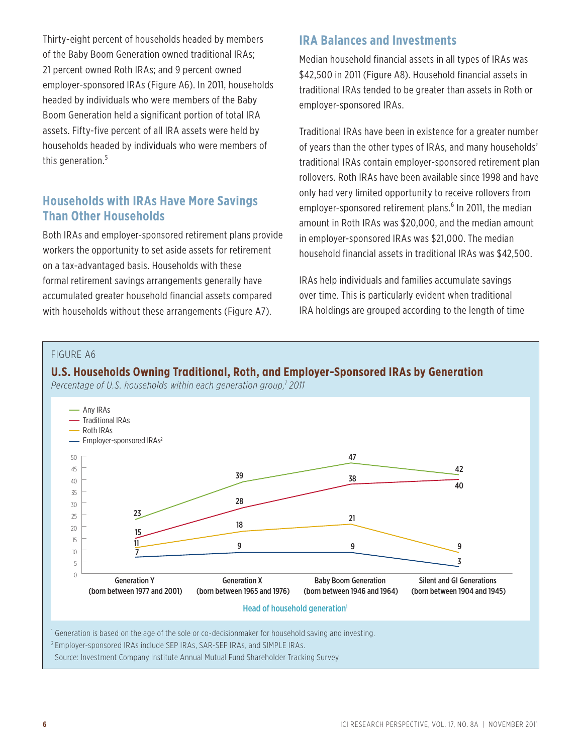Thirty-eight percent of households headed by members of the Baby Boom Generation owned traditional IRAs; 21 percent owned Roth IRAs; and 9 percent owned employer-sponsored IRAs (Figure A6). In 2011, households headed by individuals who were members of the Baby Boom Generation held a significant portion of total IRA assets. Fifty-five percent of all IRA assets were held by households headed by individuals who were members of this generation.[5]

## Households with IRAs Have More Savings Than Other Households

Both IRAs and employer-sponsored retirement plans provide workers the opportunity to set aside assets for retirement on a tax-advantaged basis. Households with these formal retirement savings arrangements generally have accumulated greater household financial assets compared with households without these arrangements (Figure A7).

## IRA Balances and Investments

Median household financial assets in all types of IRAs was $42,500 in 2011 (Figure A8). Household financial assets in traditional IRAs tended to be greater than assets in Roth or employer-sponsored IRAs.

Traditional IRAs have been in existence for a greater number of years than the other types of IRAs, and many households' traditional IRAs contain employer-sponsored retirement plan rollovers. Roth IRAs have been available since 1998 and have only had very limited opportunity to receive rollovers from employer-sponsored retirement plans.[6] In 2011, the median amount in Roth IRAs was $20,000, and the median amount in employer-sponsored IRAs was $21,000. The median household financial assets in traditional IRAs was $42,500.

IRAs help individuals and families accumulate savings over time. This is particularly evident when traditional IRA holdings are grouped according to the length of time

FIGURE A6

**U.S. Households Owning Traditional, Roth, and Employer-Sponsored IRAs by Generation**

*Percentage of U.S. households within each generation group,[1] 2011*

Any IRAs
Traditional IRAs
Roth IRAs
Employer-sponsored IRAs[2]

50
45
40
35
30
25
20
15
10
5
0

23
15
11
7

39
28
18
9

47
38
21
9

42
40
9
3

Generation Y (born between 1977 and 2001)
Generation X (born between 1965 and 1976)
Baby Boom Generation (born between 1946 and 1964)
Silent and GI Generations (born between 1904 and 1945)

Head of household generation[1]

[1] Generation is based on the age of the sole or co-decisionmaker for household saving and investing.

[2] Employer-sponsored IRAs include SEP IRAs, SAR-SEP IRAs, and SIMPLE IRAs.

Source: Investment Company Institute Annual Mutual Fund Shareholder Tracking Survey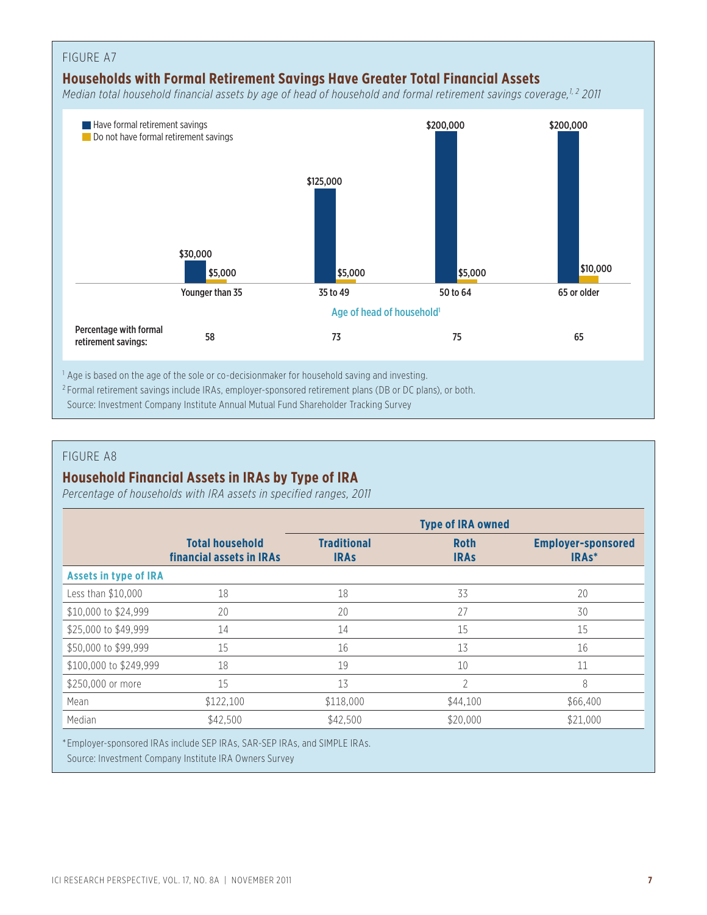FIGURE A7

## Households with Formal Retirement Savings Have Greater Total Financial Assets

*Median total household financial assets by age of head of household and formal retirement savings coverage,[1, 2] 2011*

Have formal retirement savings
Do not have formal retirement savings

$30,000
$5,000
Younger than 35

$125,000
$5,000
35 to 49

$200,000
$5,000
50 to 64

$200,000
$10,000
65 or older

Age of head of household[1]

Percentage with formal retirement savings: 58 73 75 65

[1] Age is based on the age of the sole or co-decisionmaker for household saving and investing.

[2] Formal retirement savings include IRAs, employer-sponsored retirement plans (DB or DC plans), or both.

Source: Investment Company Institute Annual Mutual Fund Shareholder Tracking Survey

FIGURE A8

## Household Financial Assets in IRAs by Type of IRA

*Percentage of households with IRA assets in specified ranges, 2011*

| | | Type of IRA owned | | |
|---|---|---|---|---|
| | **Total household financial assets in IRAs** | **Traditional IRAs** | **Roth IRAs** | **Employer-sponsored IRAs*** |
| **Assets in type of IRA** | | | | |
| Less than $10,000 | 18 | 18 | 33 | 20 |
| $10,000 to $24,999 | 20 | 20 | 27 | 30 |
| $25,000 to $49,999 | 14 | 14 | 15 | 15 |
| $50,000 to $99,999 | 15 | 16 | 13 | 16 |
| $100,000 to $249,999 | 18 | 19 | 10 | 11 |
| $250,000 or more | 15 | 13 | 2 | 8 |
| Mean | $122,100 | $118,000 | $44,100 | $66,400 |
| Median | $42,500 | $42,500 | $20,000 | $21,000 |

*Employer-sponsored IRAs include SEP IRAs, SAR-SEP IRAs, and SIMPLE IRAs.

Source: Investment Company Institute IRA Owners Survey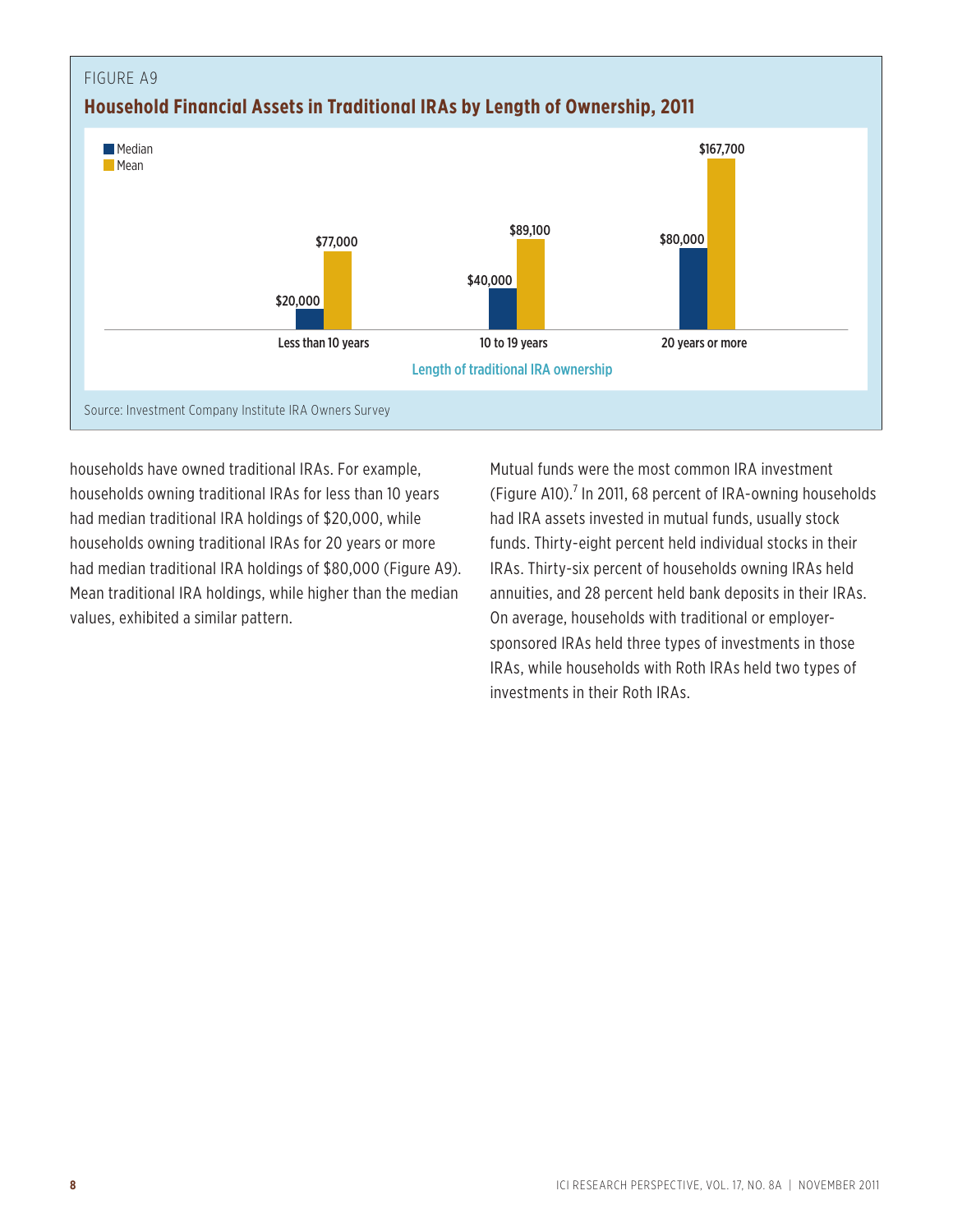FIGURE A9

**Household Financial Assets in Traditional IRAs by Length of Ownership, 2011**

Median
Mean

$20,000
$77,000
Less than 10 years

$40,000
$89,100
10 to 19 years

$80,000
$167,700
20 years or more

Length of traditional IRA ownership

Source: Investment Company Institute IRA Owners Survey

households have owned traditional IRAs. For example, households owning traditional IRAs for less than 10 years had median traditional IRA holdings of $20,000, while households owning traditional IRAs for 20 years or more had median traditional IRA holdings of $80,000 (Figure A9). Mean traditional IRA holdings, while higher than the median values, exhibited a similar pattern.

Mutual funds were the most common IRA investment (Figure A10).[7] In 2011, 68 percent of IRA-owning households had IRA assets invested in mutual funds, usually stock funds. Thirty-eight percent held individual stocks in their IRAs. Thirty-six percent of households owning IRAs held annuities, and 28 percent held bank deposits in their IRAs. On average, households with traditional or employer-sponsored IRAs held three types of investments in those IRAs, while households with Roth IRAs held two types of investments in their Roth IRAs.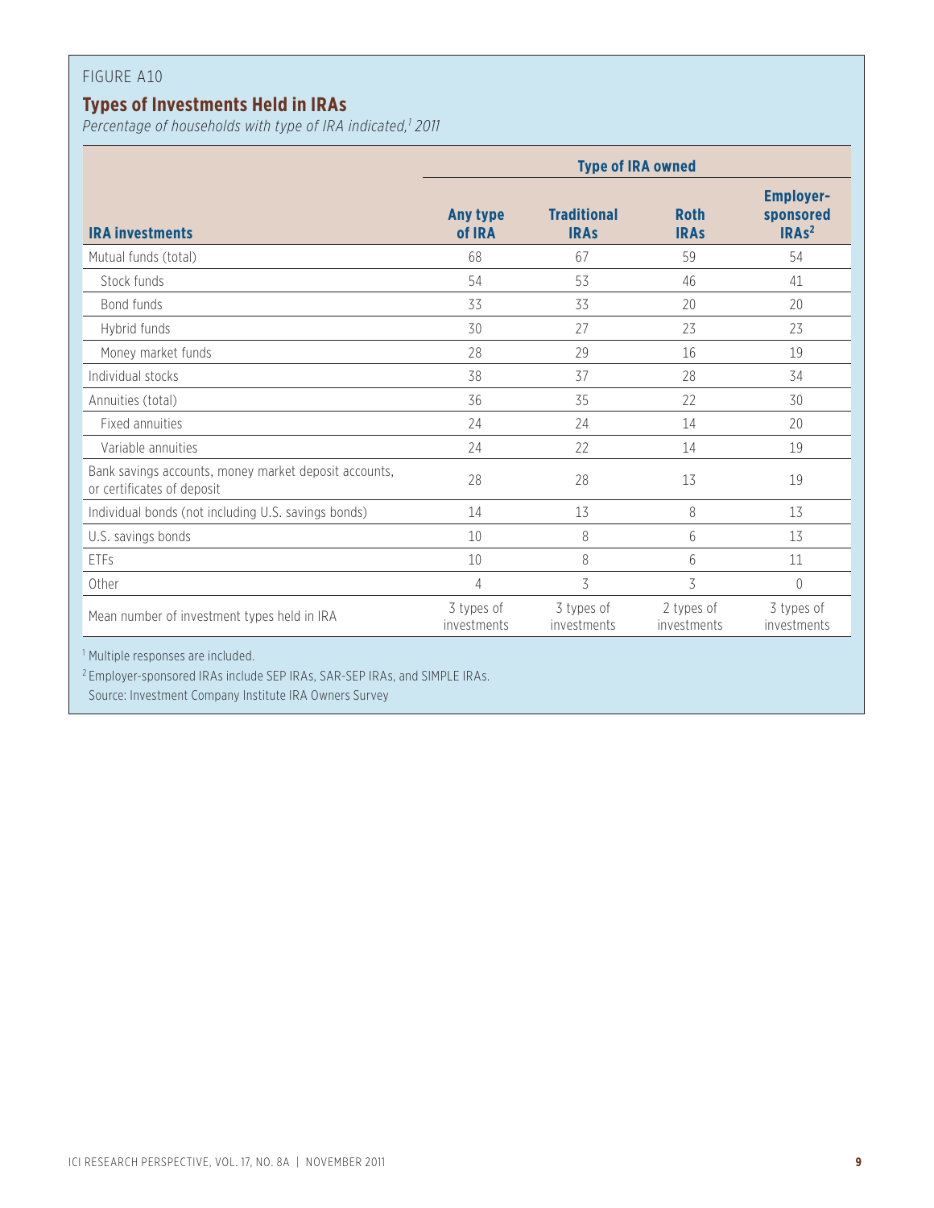FIGURE A10

## Types of Investments Held in IRAs

*Percentage of households with type of IRA indicated,[1] 2011*

| IRA investments | Type of IRA owned | | | |
|---|---|---|---|---|
| | Any type of IRA | Traditional IRAs | Roth IRAs | Employer-sponsored IRAs[2] |
| Mutual funds (total) | 68 | 67 | 59 | 54 |
| Stock funds | 54 | 53 | 46 | 41 |
| Bond funds | 33 | 33 | 20 | 20 |
| Hybrid funds | 30 | 27 | 23 | 23 |
| Money market funds | 28 | 29 | 16 | 19 |
| Individual stocks | 38 | 37 | 28 | 34 |
| Annuities (total) | 36 | 35 | 22 | 30 |
| Fixed annuities | 24 | 24 | 14 | 20 |
| Variable annuities | 24 | 22 | 14 | 19 |
| Bank savings accounts, money market deposit accounts, or certificates of deposit | 28 | 28 | 13 | 19 |
| Individual bonds (not including U.S. savings bonds) | 14 | 13 | 8 | 13 |
| U.S. savings bonds | 10 | 8 | 6 | 13 |
| ETFs | 10 | 8 | 6 | 11 |
| Other | 4 | 3 | 3 | 0 |
| Mean number of investment types held in IRA | 3 types of investments | 3 types of investments | 2 types of investments | 3 types of investments |

[1] Multiple responses are included.

[2] Employer-sponsored IRAs include SEP IRAs, SAR-SEP IRAs, and SIMPLE IRAs.

Source: Investment Company Institute IRA Owners Survey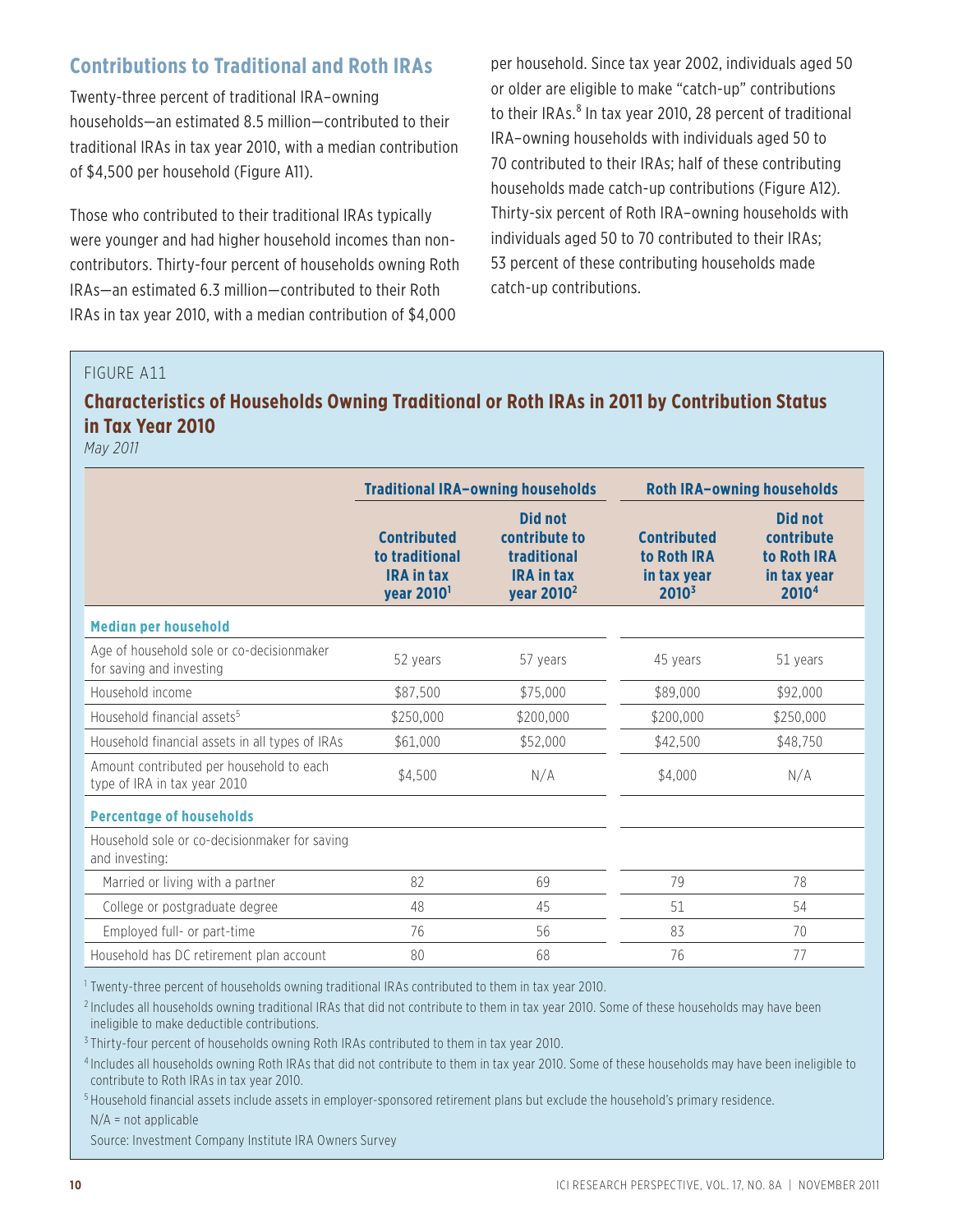## Contributions to Traditional and Roth IRAs

Twenty-three percent of traditional IRA–owning households—an estimated 8.5 million—contributed to their traditional IRAs in tax year 2010, with a median contribution of $4,500 per household (Figure A11).

Those who contributed to their traditional IRAs typically were younger and had higher household incomes than non-contributors. Thirty-four percent of households owning Roth IRAs—an estimated 6.3 million—contributed to their Roth IRAs in tax year 2010, with a median contribution of $4,000 per household. Since tax year 2002, individuals aged 50 or older are eligible to make “catch-up” contributions to their IRAs.[8] In tax year 2010, 28 percent of traditional IRA–owning households with individuals aged 50 to 70 contributed to their IRAs; half of these contributing households made catch-up contributions (Figure A12). Thirty-six percent of Roth IRA–owning households with individuals aged 50 to 70 contributed to their IRAs; 53 percent of these contributing households made catch-up contributions.

FIGURE A11

### Characteristics of Households Owning Traditional or Roth IRAs in 2011 by Contribution Status in Tax Year 2010

*May 2011*

| | Traditional IRA–owning households | | Roth IRA–owning households | |
|---|---|---|---|---|
| | Contributed to traditional IRA in tax year 2010[1] | Did not contribute to traditional IRA in tax year 2010[2] | Contributed to Roth IRA in tax year 2010[3] | Did not contribute to Roth IRA in tax year 2010[4] |
| **Median per household** | | | | |
| Age of household sole or co-decisionmaker for saving and investing | 52 years | 57 years | 45 years | 51 years |
| Household income | $87,500 | $75,000 | $89,000 | $92,000 |
| Household financial assets[5] | $250,000 | $200,000 | $200,000 | $250,000 |
| Household financial assets in all types of IRAs | $61,000 | $52,000 | $42,500 | $48,750 |
| Amount contributed per household to each type of IRA in tax year 2010 | $4,500 | N/A | $4,000 | N/A |
| **Percentage of households** | | | | |
| Household sole or co-decisionmaker for saving and investing: | | | | |
| Married or living with a partner | 82 | 69 | 79 | 78 |
| College or postgraduate degree | 48 | 45 | 51 | 54 |
| Employed full- or part-time | 76 | 56 | 83 | 70 |
| Household has DC retirement plan account | 80 | 68 | 76 | 77 |

[1] Twenty-three percent of households owning traditional IRAs contributed to them in tax year 2010.

[2] Includes all households owning traditional IRAs that did not contribute to them in tax year 2010. Some of these households may have been ineligible to make deductible contributions.

[3] Thirty-four percent of households owning Roth IRAs contributed to them in tax year 2010.

[4] Includes all households owning Roth IRAs that did not contribute to them in tax year 2010. Some of these households may have been ineligible to contribute to Roth IRAs in tax year 2010.

[5] Household financial assets include assets in employer-sponsored retirement plans but exclude the household’s primary residence.

N/A = not applicable

Source: Investment Company Institute IRA Owners Survey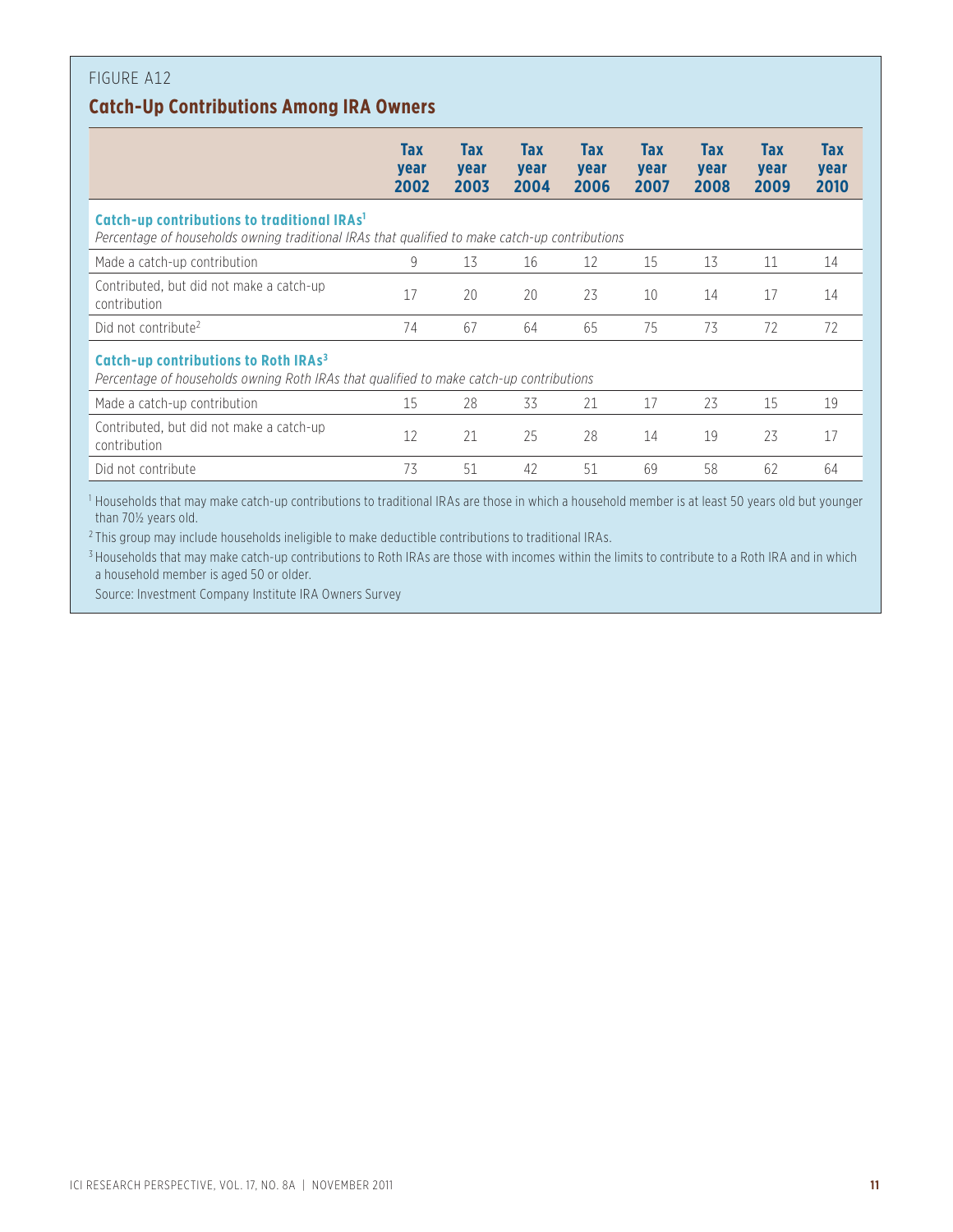FIGURE A12

## Catch-Up Contributions Among IRA Owners

| | Tax year 2002 | Tax year 2003 | Tax year 2004 | Tax year 2006 | Tax year 2007 | Tax year 2008 | Tax year 2009 | Tax year 2010 |
|---|---|---|---|---|---|---|---|---|
| **Catch-up contributions to traditional IRAs[1]** *Percentage of households owning traditional IRAs that qualified to make catch-up contributions* | | | | | | | | |
| Made a catch-up contribution | 9 | 13 | 16 | 12 | 15 | 13 | 11 | 14 |
| Contributed, but did not make a catch-up contribution | 17 | 20 | 20 | 23 | 10 | 14 | 17 | 14 |
| Did not contribute[2] | 74 | 67 | 64 | 65 | 75 | 73 | 72 | 72 |
| **Catch-up contributions to Roth IRAs[3]** *Percentage of households owning Roth IRAs that qualified to make catch-up contributions* | | | | | | | | |
| Made a catch-up contribution | 15 | 28 | 33 | 21 | 17 | 23 | 15 | 19 |
| Contributed, but did not make a catch-up contribution | 12 | 21 | 25 | 28 | 14 | 19 | 23 | 17 |
| Did not contribute | 73 | 51 | 42 | 51 | 69 | 58 | 62 | 64 |

[1] Households that may make catch-up contributions to traditional IRAs are those in which a household member is at least 50 years old but younger than 70½ years old.

[2] This group may include households ineligible to make deductible contributions to traditional IRAs.

[3] Households that may make catch-up contributions to Roth IRAs are those with incomes within the limits to contribute to a Roth IRA and in which a household member is aged 50 or older.

Source: Investment Company Institute IRA Owners Survey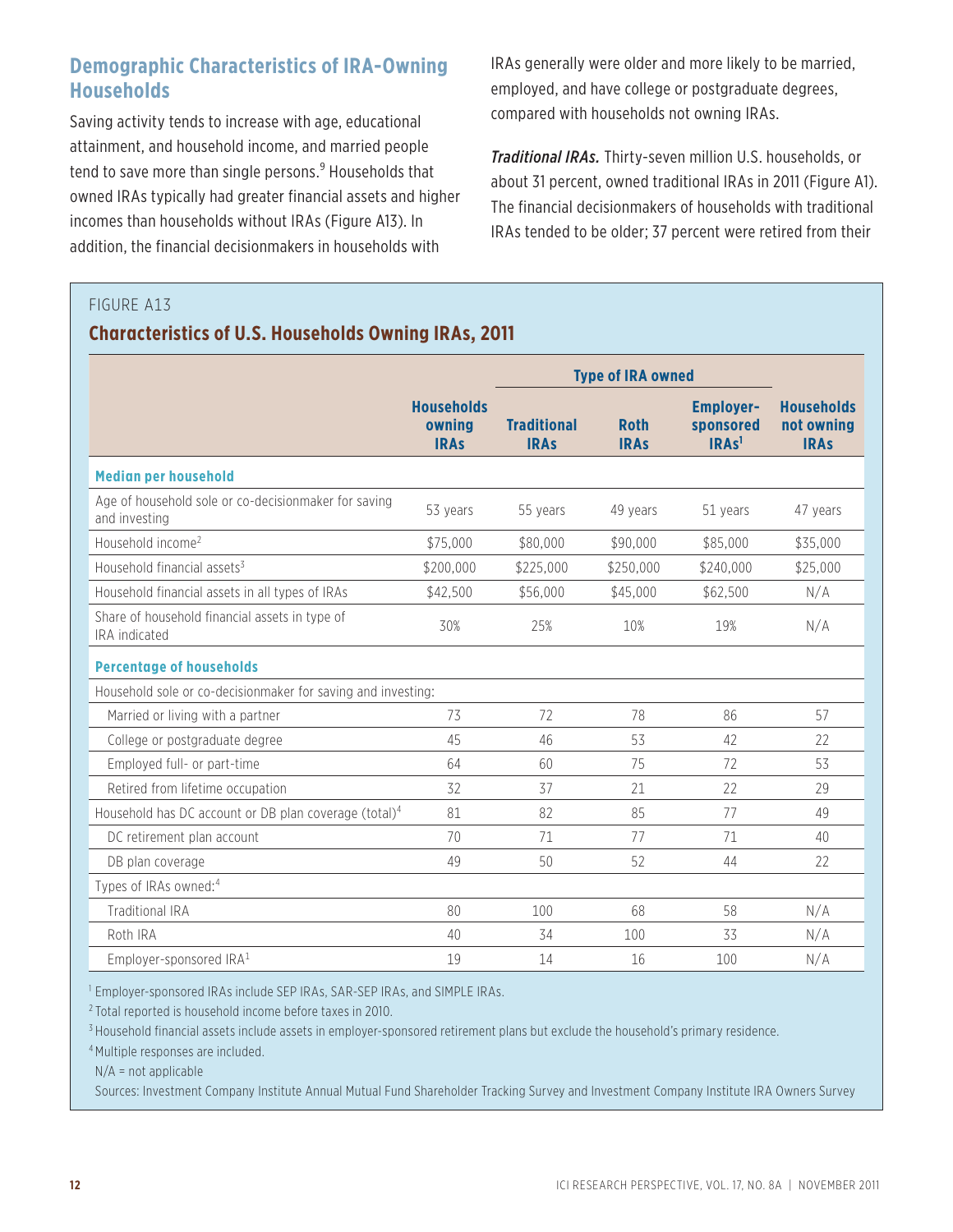## Demographic Characteristics of IRA-Owning Households

Saving activity tends to increase with age, educational attainment, and household income, and married people tend to save more than single persons.[9] Households that owned IRAs typically had greater financial assets and higher incomes than households without IRAs (Figure A13). In addition, the financial decisionmakers in households with IRAs generally were older and more likely to be married, employed, and have college or postgraduate degrees, compared with households not owning IRAs.

***Traditional IRAs.*** Thirty-seven million U.S. households, or about 31 percent, owned traditional IRAs in 2011 (Figure A1). The financial decisionmakers of households with traditional IRAs tended to be older; 37 percent were retired from their

FIGURE A13

### Characteristics of U.S. Households Owning IRAs, 2011

| | | Type of IRA owned | | | |
|---|---|---|---|---|---|
| | **Households owning IRAs** | **Traditional IRAs** | **Roth IRAs** | **Employer-sponsored IRAs[1]** | **Households not owning IRAs** |
| **Median per household** | | | | | |
| Age of household sole or co-decisionmaker for saving and investing | 53 years | 55 years | 49 years | 51 years | 47 years |
| Household income[2] | $75,000 | $80,000 | $90,000 | $85,000 | $35,000 |
| Household financial assets[3] | $200,000 | $225,000 | $250,000 | $240,000 | $25,000 |
| Household financial assets in all types of IRAs | $42,500 | $56,000 | $45,000 | $62,500 | N/A |
| Share of household financial assets in type of IRA indicated | 30% | 25% | 10% | 19% | N/A |
| **Percentage of households** | | | | | |
| Household sole or co-decisionmaker for saving and investing: | | | | | |
| Married or living with a partner | 73 | 72 | 78 | 86 | 57 |
| College or postgraduate degree | 45 | 46 | 53 | 42 | 22 |
| Employed full- or part-time | 64 | 60 | 75 | 72 | 53 |
| Retired from lifetime occupation | 32 | 37 | 21 | 22 | 29 |
| Household has DC account or DB plan coverage (total)[4] | 81 | 82 | 85 | 77 | 49 |
| DC retirement plan account | 70 | 71 | 77 | 71 | 40 |
| DB plan coverage | 49 | 50 | 52 | 44 | 22 |
| Types of IRAs owned:[4] | | | | | |
| Traditional IRA | 80 | 100 | 68 | 58 | N/A |
| Roth IRA | 40 | 34 | 100 | 33 | N/A |
| Employer-sponsored IRA[1] | 19 | 14 | 16 | 100 | N/A |

[1] Employer-sponsored IRAs include SEP IRAs, SAR-SEP IRAs, and SIMPLE IRAs.

[2] Total reported is household income before taxes in 2010.

[3] Household financial assets include assets in employer-sponsored retirement plans but exclude the household's primary residence.

[4] Multiple responses are included.

N/A = not applicable

Sources: Investment Company Institute Annual Mutual Fund Shareholder Tracking Survey and Investment Company Institute IRA Owners Survey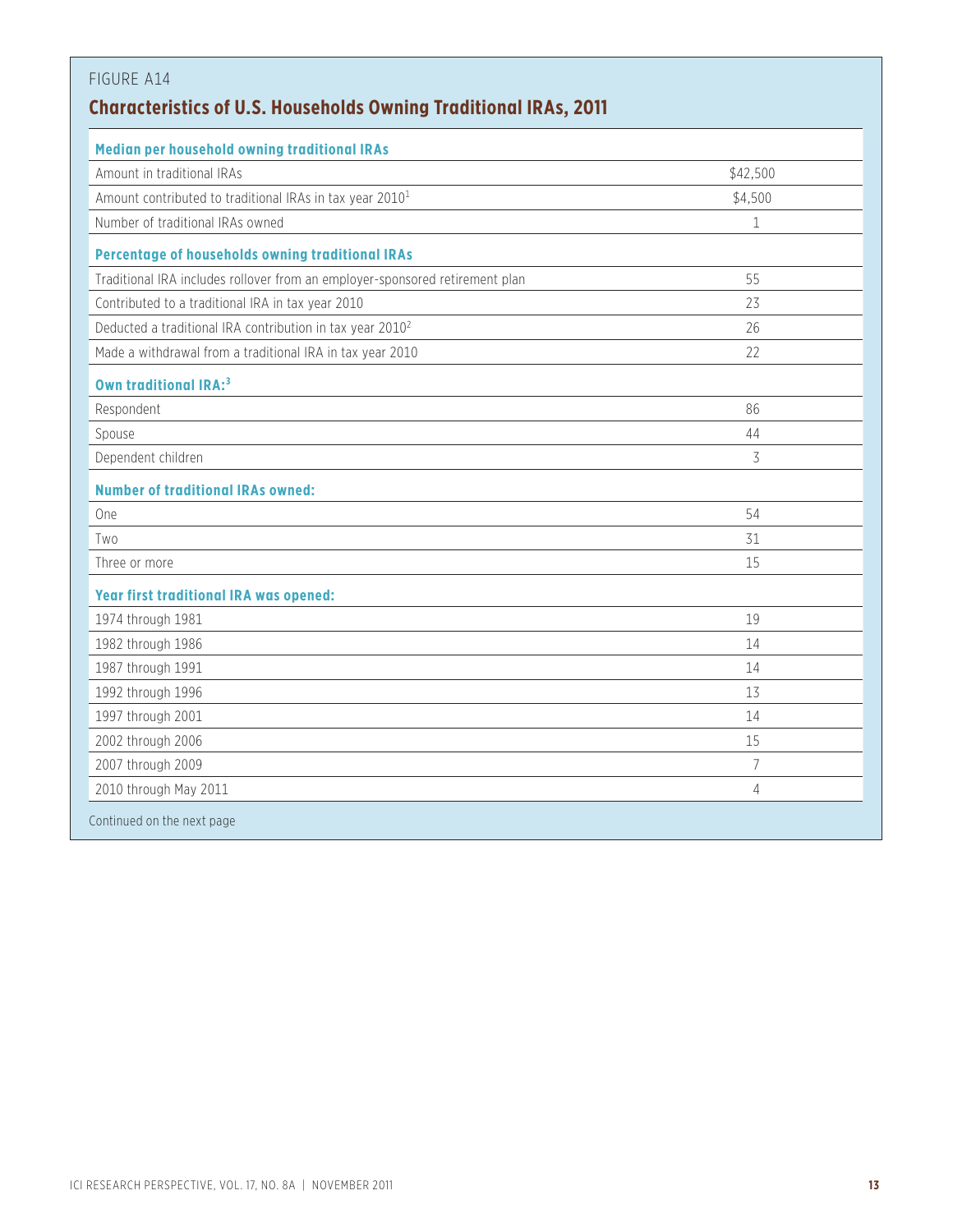FIGURE A14

## Characteristics of U.S. Households Owning Traditional IRAs, 2011

| | |
|---|---|
| **Median per household owning traditional IRAs** | |
| Amount in traditional IRAs | $42,500 |
| Amount contributed to traditional IRAs in tax year 2010[1] | $4,500 |
| Number of traditional IRAs owned | 1 |
| **Percentage of households owning traditional IRAs** | |
| Traditional IRA includes rollover from an employer-sponsored retirement plan | 55 |
| Contributed to a traditional IRA in tax year 2010 | 23 |
| Deducted a traditional IRA contribution in tax year 2010[2] | 26 |
| Made a withdrawal from a traditional IRA in tax year 2010 | 22 |
| **Own traditional IRA:[3]** | |
| Respondent | 86 |
| Spouse | 44 |
| Dependent children | 3 |
| **Number of traditional IRAs owned:** | |
| One | 54 |
| Two | 31 |
| Three or more | 15 |
| **Year first traditional IRA was opened:** | |
| 1974 through 1981 | 19 |
| 1982 through 1986 | 14 |
| 1987 through 1991 | 14 |
| 1992 through 1996 | 13 |
| 1997 through 2001 | 14 |
| 2002 through 2006 | 15 |
| 2007 through 2009 | 7 |
| 2010 through May 2011 | 4 |

Continued on the next page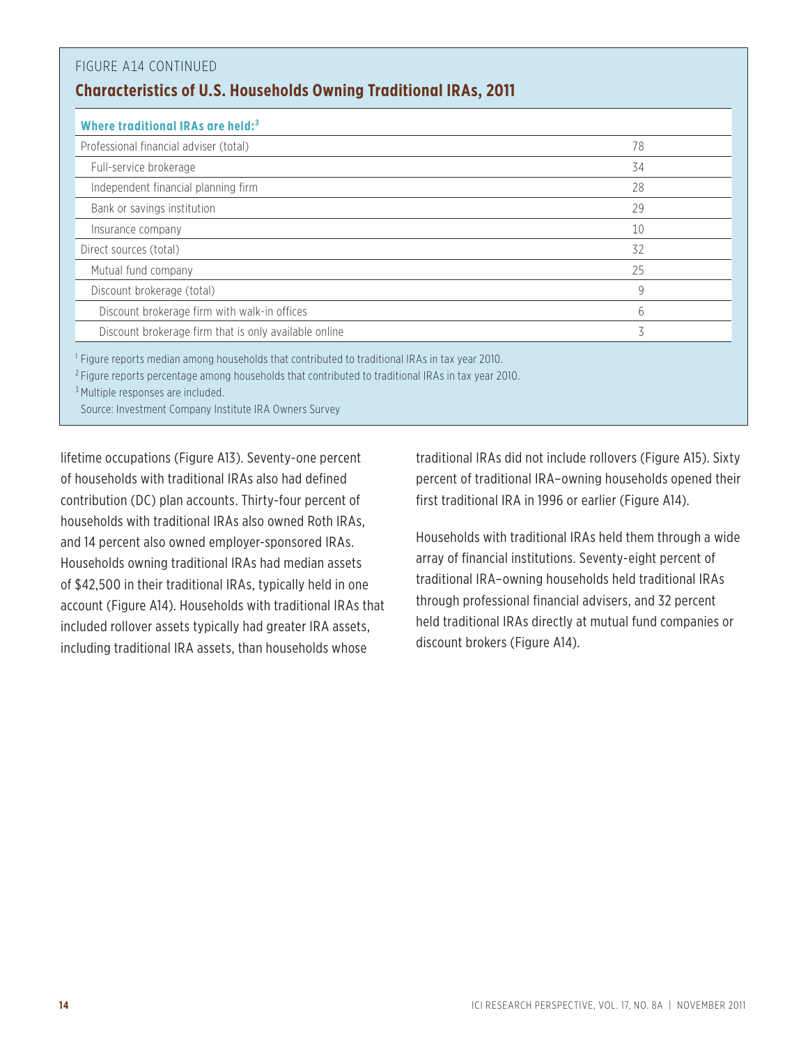FIGURE A14 CONTINUED

**Characteristics of U.S. Households Owning Traditional IRAs, 2011**

| **Where traditional IRAs are held:**[3] | |
|---|---|
| Professional financial adviser (total) | 78 |
| Full-service brokerage | 34 |
| Independent financial planning firm | 28 |
| Bank or savings institution | 29 |
| Insurance company | 10 |
| Direct sources (total) | 32 |
| Mutual fund company | 25 |
| Discount brokerage (total) | 9 |
| Discount brokerage firm with walk-in offices | 6 |
| Discount brokerage firm that is only available online | 3 |

[1] Figure reports median among households that contributed to traditional IRAs in tax year 2010.

[2] Figure reports percentage among households that contributed to traditional IRAs in tax year 2010.

[3] Multiple responses are included.

Source: Investment Company Institute IRA Owners Survey

lifetime occupations (Figure A13). Seventy-one percent of households with traditional IRAs also had defined contribution (DC) plan accounts. Thirty-four percent of households with traditional IRAs also owned Roth IRAs, and 14 percent also owned employer-sponsored IRAs. Households owning traditional IRAs had median assets of $42,500 in their traditional IRAs, typically held in one account (Figure A14). Households with traditional IRAs that included rollover assets typically had greater IRA assets, including traditional IRA assets, than households whose traditional IRAs did not include rollovers (Figure A15). Sixty percent of traditional IRA–owning households opened their first traditional IRA in 1996 or earlier (Figure A14).

Households with traditional IRAs held them through a wide array of financial institutions. Seventy-eight percent of traditional IRA–owning households held traditional IRAs through professional financial advisers, and 32 percent held traditional IRAs directly at mutual fund companies or discount brokers (Figure A14).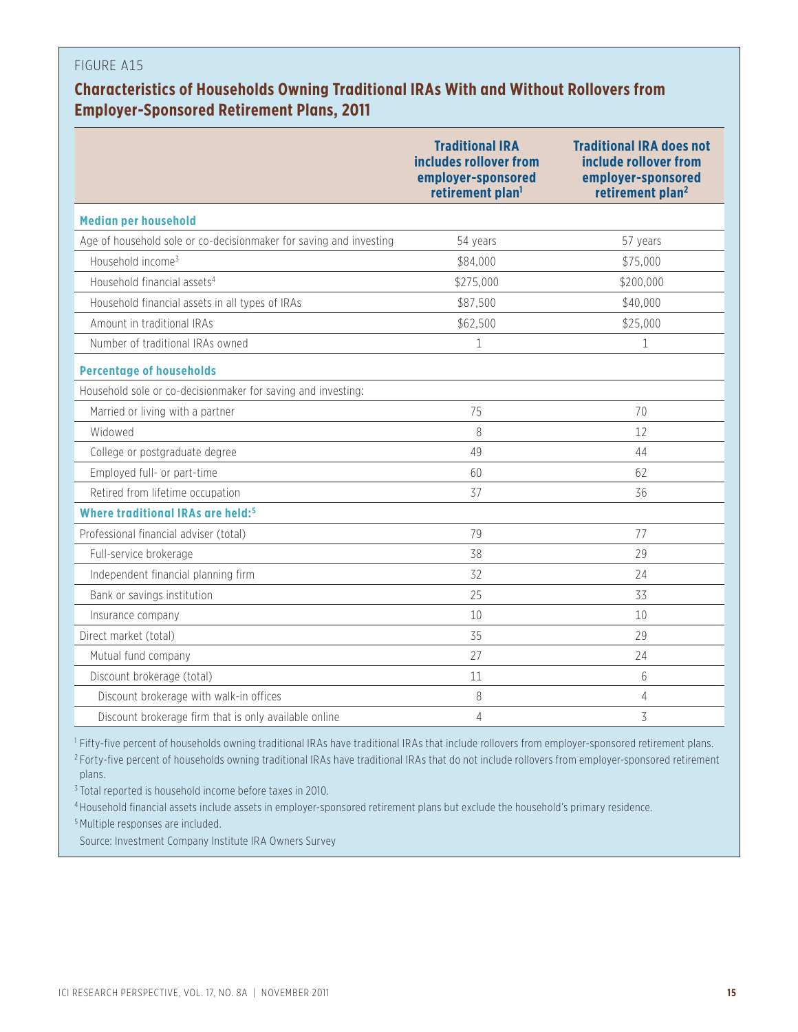FIGURE A15

## Characteristics of Households Owning Traditional IRAs With and Without Rollovers from Employer-Sponsored Retirement Plans, 2011

| | Traditional IRA includes rollover from employer-sponsored retirement plan[1] | Traditional IRA does not include rollover from employer-sponsored retirement plan[2] |
|---|---|---|
| **Median per household** | | |
| Age of household sole or co-decisionmaker for saving and investing | 54 years | 57 years |
| Household income[3] | $84,000 | $75,000 |
| Household financial assets[4] | $275,000 | $200,000 |
| Household financial assets in all types of IRAs | $87,500 | $40,000 |
| Amount in traditional IRAs | $62,500 | $25,000 |
| Number of traditional IRAs owned | 1 | 1 |
| **Percentage of households** | | |
| Household sole or co-decisionmaker for saving and investing: | | |
| Married or living with a partner | 75 | 70 |
| Widowed | 8 | 12 |
| College or postgraduate degree | 49 | 44 |
| Employed full- or part-time | 60 | 62 |
| Retired from lifetime occupation | 37 | 36 |
| **Where traditional IRAs are held:[5]** | | |
| Professional financial adviser (total) | 79 | 77 |
| Full-service brokerage | 38 | 29 |
| Independent financial planning firm | 32 | 24 |
| Bank or savings institution | 25 | 33 |
| Insurance company | 10 | 10 |
| Direct market (total) | 35 | 29 |
| Mutual fund company | 27 | 24 |
| Discount brokerage (total) | 11 | 6 |
| Discount brokerage with walk-in offices | 8 | 4 |
| Discount brokerage firm that is only available online | 4 | 3 |

[1] Fifty-five percent of households owning traditional IRAs have traditional IRAs that include rollovers from employer-sponsored retirement plans.

[2] Forty-five percent of households owning traditional IRAs have traditional IRAs that do not include rollovers from employer-sponsored retirement plans.

[3] Total reported is household income before taxes in 2010.

[4] Household financial assets include assets in employer-sponsored retirement plans but exclude the household's primary residence.

[5] Multiple responses are included.

Source: Investment Company Institute IRA Owners Survey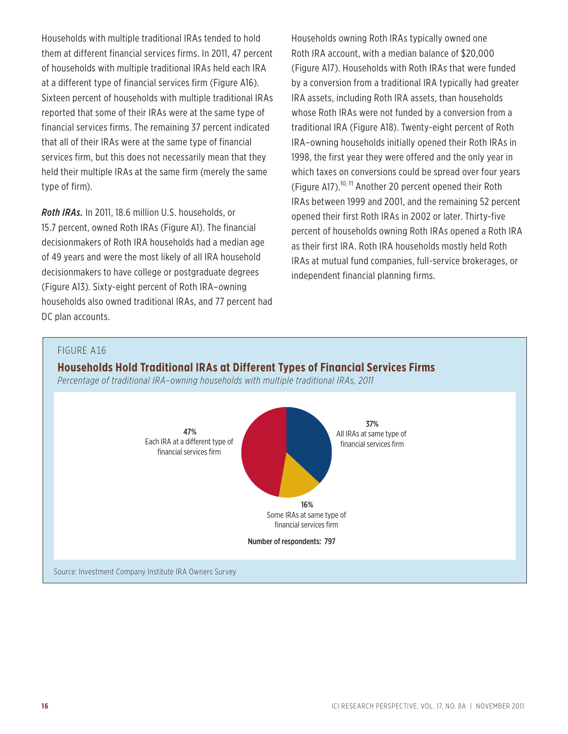Households with multiple traditional IRAs tended to hold them at different financial services firms. In 2011, 47 percent of households with multiple traditional IRAs held each IRA at a different type of financial services firm (Figure A16). Sixteen percent of households with multiple traditional IRAs reported that some of their IRAs were at the same type of financial services firms. The remaining 37 percent indicated that all of their IRAs were at the same type of financial services firm, but this does not necessarily mean that they held their multiple IRAs at the same firm (merely the same type of firm).

***Roth IRAs.*** In 2011, 18.6 million U.S. households, or 15.7 percent, owned Roth IRAs (Figure A1). The financial decisionmakers of Roth IRA households had a median age of 49 years and were the most likely of all IRA household decisionmakers to have college or postgraduate degrees (Figure A13). Sixty-eight percent of Roth IRA–owning households also owned traditional IRAs, and 77 percent had DC plan accounts.

Households owning Roth IRAs typically owned one Roth IRA account, with a median balance of $20,000 (Figure A17). Households with Roth IRAs that were funded by a conversion from a traditional IRA typically had greater IRA assets, including Roth IRA assets, than households whose Roth IRAs were not funded by a conversion from a traditional IRA (Figure A18). Twenty-eight percent of Roth IRA–owning households initially opened their Roth IRAs in 1998, the first year they were offered and the only year in which taxes on conversions could be spread over four years (Figure A17).[10, 11] Another 20 percent opened their Roth IRAs between 1999 and 2001, and the remaining 52 percent opened their first Roth IRAs in 2002 or later. Thirty-five percent of households owning Roth IRAs opened a Roth IRA as their first IRA. Roth IRA households mostly held Roth IRAs at mutual fund companies, full-service brokerages, or independent financial planning firms.

FIGURE A16

**Households Hold Traditional IRAs at Different Types of Financial Services Firms**

*Percentage of traditional IRA–owning households with multiple traditional IRAs, 2011*

47%
Each IRA at a different type of financial services firm

37%
All IRAs at same type of financial services firm

16%
Some IRAs at same type of financial services firm

Number of respondents: 797

Source: Investment Company Institute IRA Owners Survey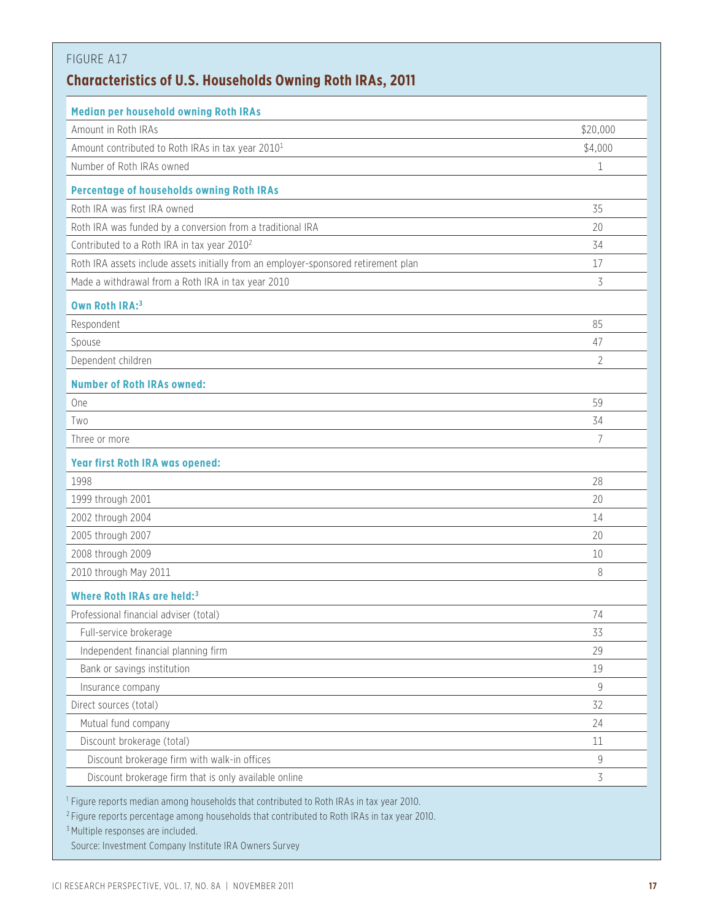FIGURE A17

## Characteristics of U.S. Households Owning Roth IRAs, 2011

| | |
|---|---|
| **Median per household owning Roth IRAs** | |
| Amount in Roth IRAs | $20,000 |
| Amount contributed to Roth IRAs in tax year 2010[1] | $4,000 |
| Number of Roth IRAs owned | 1 |
| **Percentage of households owning Roth IRAs** | |
| Roth IRA was first IRA owned | 35 |
| Roth IRA was funded by a conversion from a traditional IRA | 20 |
| Contributed to a Roth IRA in tax year 2010[2] | 34 |
| Roth IRA assets include assets initially from an employer-sponsored retirement plan | 17 |
| Made a withdrawal from a Roth IRA in tax year 2010 | 3 |
| **Own Roth IRA:[3]** | |
| Respondent | 85 |
| Spouse | 47 |
| Dependent children | 2 |
| **Number of Roth IRAs owned:** | |
| One | 59 |
| Two | 34 |
| Three or more | 7 |
| **Year first Roth IRA was opened:** | |
| 1998 | 28 |
| 1999 through 2001 | 20 |
| 2002 through 2004 | 14 |
| 2005 through 2007 | 20 |
| 2008 through 2009 | 10 |
| 2010 through May 2011 | 8 |
| **Where Roth IRAs are held:[3]** | |
| Professional financial adviser (total) | 74 |
| Full-service brokerage | 33 |
| Independent financial planning firm | 29 |
| Bank or savings institution | 19 |
| Insurance company | 9 |
| Direct sources (total) | 32 |
| Mutual fund company | 24 |
| Discount brokerage (total) | 11 |
| Discount brokerage firm with walk-in offices | 9 |
| Discount brokerage firm that is only available online | 3 |

[1] Figure reports median among households that contributed to Roth IRAs in tax year 2010.

[2] Figure reports percentage among households that contributed to Roth IRAs in tax year 2010.

[3] Multiple responses are included.

Source: Investment Company Institute IRA Owners Survey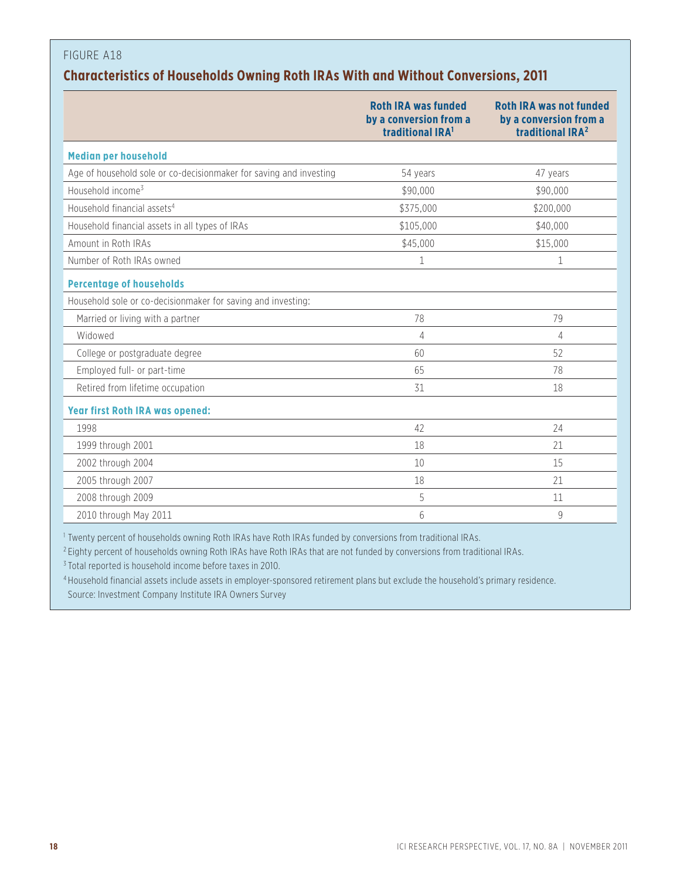FIGURE A18

## Characteristics of Households Owning Roth IRAs With and Without Conversions, 2011

| | Roth IRA was funded by a conversion from a traditional IRA[1] | Roth IRA was not funded by a conversion from a traditional IRA[2] |
|---|---|---|
| **Median per household** | | |
| Age of household sole or co-decisionmaker for saving and investing | 54 years | 47 years |
| Household income[3] | $90,000 | $90,000 |
| Household financial assets[4] | $375,000 | $200,000 |
| Household financial assets in all types of IRAs | $105,000 | $40,000 |
| Amount in Roth IRAs | $45,000 | $15,000 |
| Number of Roth IRAs owned | 1 | 1 |
| **Percentage of households** | | |
| Household sole or co-decisionmaker for saving and investing: | | |
| Married or living with a partner | 78 | 79 |
| Widowed | 4 | 4 |
| College or postgraduate degree | 60 | 52 |
| Employed full- or part-time | 65 | 78 |
| Retired from lifetime occupation | 31 | 18 |
| **Year first Roth IRA was opened:** | | |
| 1998 | 42 | 24 |
| 1999 through 2001 | 18 | 21 |
| 2002 through 2004 | 10 | 15 |
| 2005 through 2007 | 18 | 21 |
| 2008 through 2009 | 5 | 11 |
| 2010 through May 2011 | 6 | 9 |

[1] Twenty percent of households owning Roth IRAs have Roth IRAs funded by conversions from traditional IRAs.

[2] Eighty percent of households owning Roth IRAs have Roth IRAs that are not funded by conversions from traditional IRAs.

[3] Total reported is household income before taxes in 2010.

[4] Household financial assets include assets in employer-sponsored retirement plans but exclude the household's primary residence.

Source: Investment Company Institute IRA Owners Survey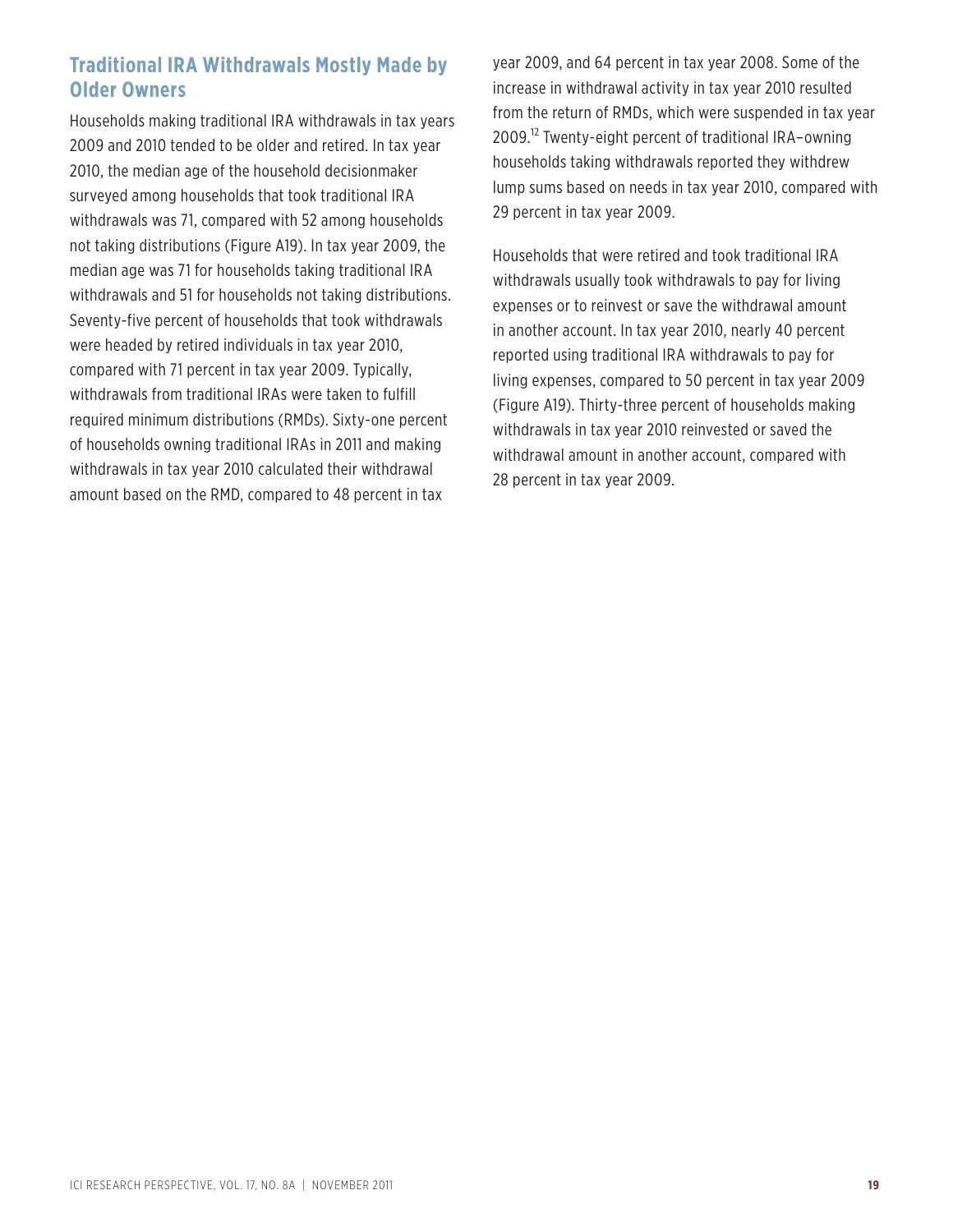## Traditional IRA Withdrawals Mostly Made by Older Owners

Households making traditional IRA withdrawals in tax years 2009 and 2010 tended to be older and retired. In tax year 2010, the median age of the household decisionmaker surveyed among households that took traditional IRA withdrawals was 71, compared with 52 among households not taking distributions (Figure A19). In tax year 2009, the median age was 71 for households taking traditional IRA withdrawals and 51 for households not taking distributions. Seventy-five percent of households that took withdrawals were headed by retired individuals in tax year 2010, compared with 71 percent in tax year 2009. Typically, withdrawals from traditional IRAs were taken to fulfill required minimum distributions (RMDs). Sixty-one percent of households owning traditional IRAs in 2011 and making withdrawals in tax year 2010 calculated their withdrawal amount based on the RMD, compared to 48 percent in tax year 2009, and 64 percent in tax year 2008. Some of the increase in withdrawal activity in tax year 2010 resulted from the return of RMDs, which were suspended in tax year 2009.[12] Twenty-eight percent of traditional IRA–owning households taking withdrawals reported they withdrew lump sums based on needs in tax year 2010, compared with 29 percent in tax year 2009.

Households that were retired and took traditional IRA withdrawals usually took withdrawals to pay for living expenses or to reinvest or save the withdrawal amount in another account. In tax year 2010, nearly 40 percent reported using traditional IRA withdrawals to pay for living expenses, compared to 50 percent in tax year 2009 (Figure A19). Thirty-three percent of households making withdrawals in tax year 2010 reinvested or saved the withdrawal amount in another account, compared with 28 percent in tax year 2009.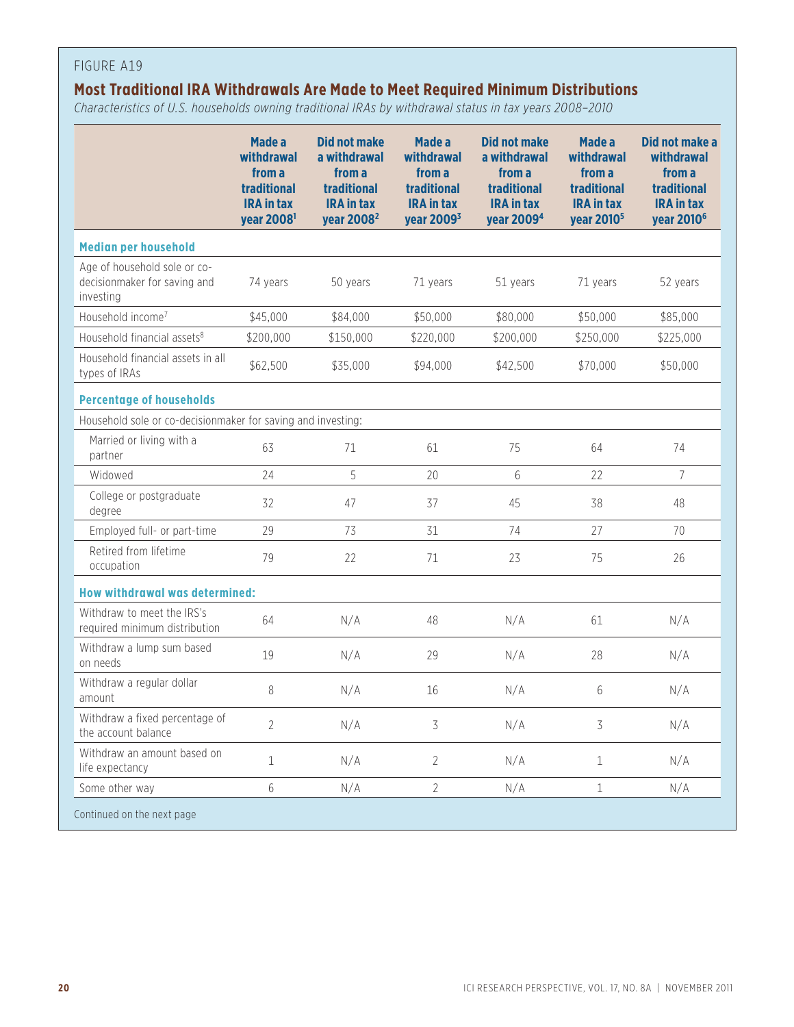FIGURE A19

## Most Traditional IRA Withdrawals Are Made to Meet Required Minimum Distributions

*Characteristics of U.S. households owning traditional IRAs by withdrawal status in tax years 2008–2010*

| | Made a withdrawal from a traditional IRA in tax year 2008[1] | Did not make a withdrawal from a traditional IRA in tax year 2008[2] | Made a withdrawal from a traditional IRA in tax year 2009[3] | Did not make a withdrawal from a traditional IRA in tax year 2009[4] | Made a withdrawal from a traditional IRA in tax year 2010[5] | Did not make a withdrawal from a traditional IRA in tax year 2010[6] |
|---|---|---|---|---|---|---|
| **Median per household** | | | | | | |
| Age of household sole or co-decisionmaker for saving and investing | 74 years | 50 years | 71 years | 51 years | 71 years | 52 years |
| Household income[7] | $45,000 | $84,000 | $50,000 | $80,000 | $50,000 | $85,000 |
| Household financial assets[8] | $200,000 | $150,000 | $220,000 | $200,000 | $250,000 | $225,000 |
| Household financial assets in all types of IRAs | $62,500 | $35,000 | $94,000 | $42,500 | $70,000 | $50,000 |
| **Percentage of households** | | | | | | |
| Household sole or co-decisionmaker for saving and investing: | | | | | | |
| Married or living with a partner | 63 | 71 | 61 | 75 | 64 | 74 |
| Widowed | 24 | 5 | 20 | 6 | 22 | 7 |
| College or postgraduate degree | 32 | 47 | 37 | 45 | 38 | 48 |
| Employed full- or part-time | 29 | 73 | 31 | 74 | 27 | 70 |
| Retired from lifetime occupation | 79 | 22 | 71 | 23 | 75 | 26 |
| **How withdrawal was determined:** | | | | | | |
| Withdraw to meet the IRS's required minimum distribution | 64 | N/A | 48 | N/A | 61 | N/A |
| Withdraw a lump sum based on needs | 19 | N/A | 29 | N/A | 28 | N/A |
| Withdraw a regular dollar amount | 8 | N/A | 16 | N/A | 6 | N/A |
| Withdraw a fixed percentage of the account balance | 2 | N/A | 3 | N/A | 3 | N/A |
| Withdraw an amount based on life expectancy | 1 | N/A | 2 | N/A | 1 | N/A |
| Some other way | 6 | N/A | 2 | N/A | 1 | N/A |

Continued on the next page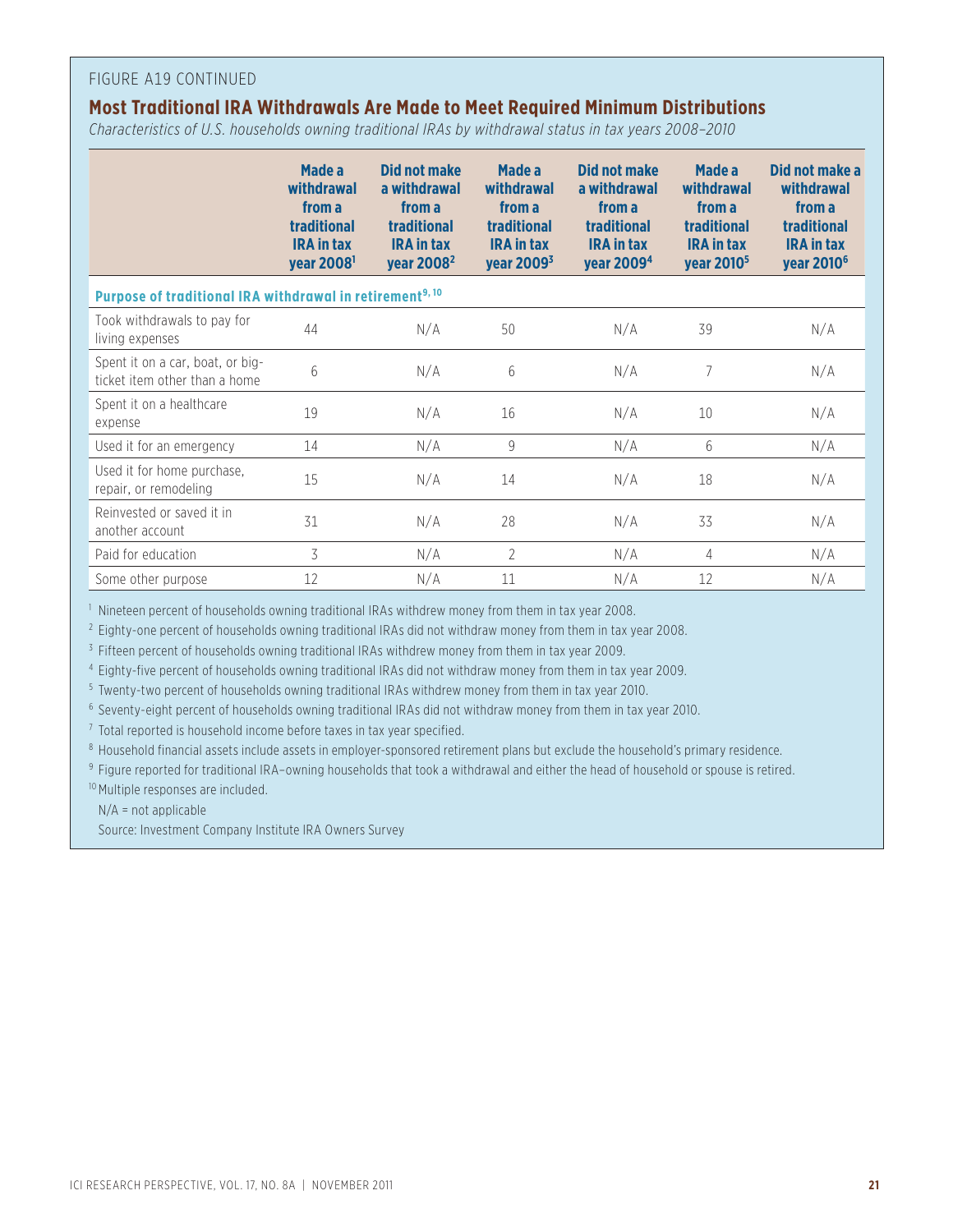FIGURE A19 CONTINUED

## Most Traditional IRA Withdrawals Are Made to Meet Required Minimum Distributions

*Characteristics of U.S. households owning traditional IRAs by withdrawal status in tax years 2008–2010*

| | Made a withdrawal from a traditional IRA in tax year 2008[1] | Did not make a withdrawal from a traditional IRA in tax year 2008[2] | Made a withdrawal from a traditional IRA in tax year 2009[3] | Did not make a withdrawal from a traditional IRA in tax year 2009[4] | Made a withdrawal from a traditional IRA in tax year 2010[5] | Did not make a withdrawal from a traditional IRA in tax year 2010[6] |
|---|---|---|---|---|---|---|
| **Purpose of traditional IRA withdrawal in retirement[9, 10]** | | | | | | |
| Took withdrawals to pay for living expenses | 44 | N/A | 50 | N/A | 39 | N/A |
| Spent it on a car, boat, or big-ticket item other than a home | 6 | N/A | 6 | N/A | 7 | N/A |
| Spent it on a healthcare expense | 19 | N/A | 16 | N/A | 10 | N/A |
| Used it for an emergency | 14 | N/A | 9 | N/A | 6 | N/A |
| Used it for home purchase, repair, or remodeling | 15 | N/A | 14 | N/A | 18 | N/A |
| Reinvested or saved it in another account | 31 | N/A | 28 | N/A | 33 | N/A |
| Paid for education | 3 | N/A | 2 | N/A | 4 | N/A |
| Some other purpose | 12 | N/A | 11 | N/A | 12 | N/A |

[1] Nineteen percent of households owning traditional IRAs withdrew money from them in tax year 2008.

[2] Eighty-one percent of households owning traditional IRAs did not withdraw money from them in tax year 2008.

[3] Fifteen percent of households owning traditional IRAs withdrew money from them in tax year 2009.

[4] Eighty-five percent of households owning traditional IRAs did not withdraw money from them in tax year 2009.

[5] Twenty-two percent of households owning traditional IRAs withdrew money from them in tax year 2010.

[6] Seventy-eight percent of households owning traditional IRAs did not withdraw money from them in tax year 2010.

[7] Total reported is household income before taxes in tax year specified.

[8] Household financial assets include assets in employer-sponsored retirement plans but exclude the household's primary residence.

[9] Figure reported for traditional IRA–owning households that took a withdrawal and either the head of household or spouse is retired.

[10] Multiple responses are included.

N/A = not applicable

Source: Investment Company Institute IRA Owners Survey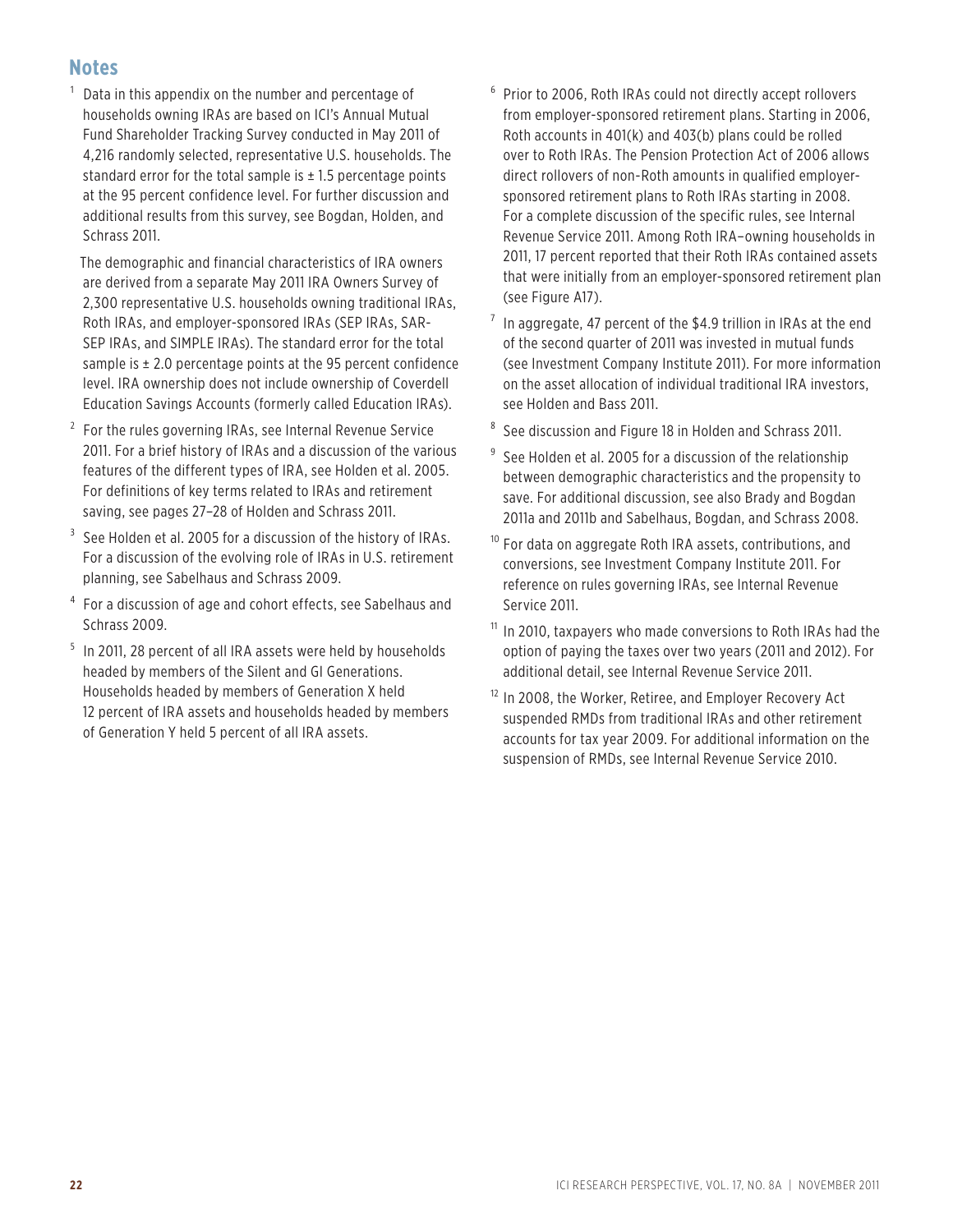## Notes

[1] Data in this appendix on the number and percentage of households owning IRAs are based on ICI's Annual Mutual Fund Shareholder Tracking Survey conducted in May 2011 of 4,216 randomly selected, representative U.S. households. The standard error for the total sample is ± 1.5 percentage points at the 95 percent confidence level. For further discussion and additional results from this survey, see Bogdan, Holden, and Schrass 2011.

The demographic and financial characteristics of IRA owners are derived from a separate May 2011 IRA Owners Survey of 2,300 representative U.S. households owning traditional IRAs, Roth IRAs, and employer-sponsored IRAs (SEP IRAs, SAR-SEP IRAs, and SIMPLE IRAs). The standard error for the total sample is ± 2.0 percentage points at the 95 percent confidence level. IRA ownership does not include ownership of Coverdell Education Savings Accounts (formerly called Education IRAs).

[2] For the rules governing IRAs, see Internal Revenue Service 2011. For a brief history of IRAs and a discussion of the various features of the different types of IRA, see Holden et al. 2005. For definitions of key terms related to IRAs and retirement saving, see pages 27–28 of Holden and Schrass 2011.

[3] See Holden et al. 2005 for a discussion of the history of IRAs. For a discussion of the evolving role of IRAs in U.S. retirement planning, see Sabelhaus and Schrass 2009.

[4] For a discussion of age and cohort effects, see Sabelhaus and Schrass 2009.

[5] In 2011, 28 percent of all IRA assets were held by households headed by members of the Silent and GI Generations. Households headed by members of Generation X held 12 percent of IRA assets and households headed by members of Generation Y held 5 percent of all IRA assets.

[6] Prior to 2006, Roth IRAs could not directly accept rollovers from employer-sponsored retirement plans. Starting in 2006, Roth accounts in 401(k) and 403(b) plans could be rolled over to Roth IRAs. The Pension Protection Act of 2006 allows direct rollovers of non-Roth amounts in qualified employer-sponsored retirement plans to Roth IRAs starting in 2008. For a complete discussion of the specific rules, see Internal Revenue Service 2011. Among Roth IRA–owning households in 2011, 17 percent reported that their Roth IRAs contained assets that were initially from an employer-sponsored retirement plan (see Figure A17).

[7] In aggregate, 47 percent of the $4.9 trillion in IRAs at the end of the second quarter of 2011 was invested in mutual funds (see Investment Company Institute 2011). For more information on the asset allocation of individual traditional IRA investors, see Holden and Bass 2011.

[8] See discussion and Figure 18 in Holden and Schrass 2011.

[9] See Holden et al. 2005 for a discussion of the relationship between demographic characteristics and the propensity to save. For additional discussion, see also Brady and Bogdan 2011a and 2011b and Sabelhaus, Bogdan, and Schrass 2008.

[10] For data on aggregate Roth IRA assets, contributions, and conversions, see Investment Company Institute 2011. For reference on rules governing IRAs, see Internal Revenue Service 2011.

[11] In 2010, taxpayers who made conversions to Roth IRAs had the option of paying the taxes over two years (2011 and 2012). For additional detail, see Internal Revenue Service 2011.

[12] In 2008, the Worker, Retiree, and Employer Recovery Act suspended RMDs from traditional IRAs and other retirement accounts for tax year 2009. For additional information on the suspension of RMDs, see Internal Revenue Service 2010.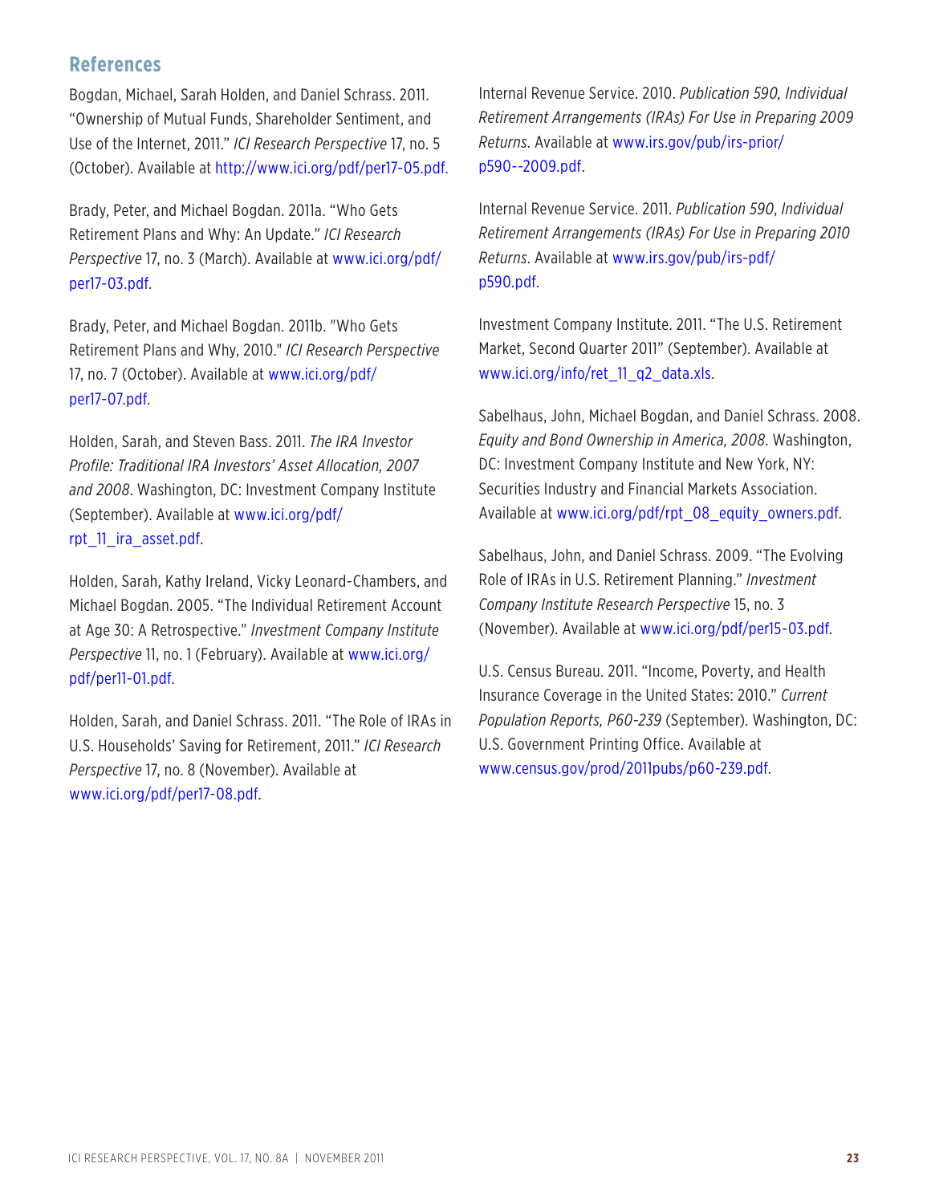## References

Bogdan, Michael, Sarah Holden, and Daniel Schrass. 2011. "Ownership of Mutual Funds, Shareholder Sentiment, and Use of the Internet, 2011." *ICI Research Perspective* 17, no. 5 (October). Available at http://www.ici.org/pdf/per17-05.pdf.

Brady, Peter, and Michael Bogdan. 2011a. "Who Gets Retirement Plans and Why: An Update." *ICI Research Perspective* 17, no. 3 (March). Available at www.ici.org/pdf/per17-03.pdf.

Brady, Peter, and Michael Bogdan. 2011b. "Who Gets Retirement Plans and Why, 2010." *ICI Research Perspective* 17, no. 7 (October). Available at www.ici.org/pdf/per17-07.pdf.

Holden, Sarah, and Steven Bass. 2011. *The IRA Investor Profile: Traditional IRA Investors' Asset Allocation, 2007 and 2008*. Washington, DC: Investment Company Institute (September). Available at www.ici.org/pdf/rpt_11_ira_asset.pdf.

Holden, Sarah, Kathy Ireland, Vicky Leonard-Chambers, and Michael Bogdan. 2005. "The Individual Retirement Account at Age 30: A Retrospective." *Investment Company Institute Perspective* 11, no. 1 (February). Available at www.ici.org/pdf/per11-01.pdf.

Holden, Sarah, and Daniel Schrass. 2011. "The Role of IRAs in U.S. Households' Saving for Retirement, 2011." *ICI Research Perspective* 17, no. 8 (November). Available at www.ici.org/pdf/per17-08.pdf.

Internal Revenue Service. 2010. *Publication 590, Individual Retirement Arrangements (IRAs) For Use in Preparing 2009 Returns*. Available at www.irs.gov/pub/irs-prior/p590--2009.pdf.

Internal Revenue Service. 2011. *Publication 590, Individual Retirement Arrangements (IRAs) For Use in Preparing 2010 Returns*. Available at www.irs.gov/pub/irs-pdf/p590.pdf.

Investment Company Institute. 2011. "The U.S. Retirement Market, Second Quarter 2011" (September). Available at www.ici.org/info/ret_11_q2_data.xls.

Sabelhaus, John, Michael Bogdan, and Daniel Schrass. 2008. *Equity and Bond Ownership in America, 2008*. Washington, DC: Investment Company Institute and New York, NY: Securities Industry and Financial Markets Association. Available at www.ici.org/pdf/rpt_08_equity_owners.pdf.

Sabelhaus, John, and Daniel Schrass. 2009. "The Evolving Role of IRAs in U.S. Retirement Planning." *Investment Company Institute Research Perspective* 15, no. 3 (November). Available at www.ici.org/pdf/per15-03.pdf.

U.S. Census Bureau. 2011. "Income, Poverty, and Health Insurance Coverage in the United States: 2010." *Current Population Reports, P60-239* (September). Washington, DC: U.S. Government Printing Office. Available at www.census.gov/prod/2011pubs/p60-239.pdf.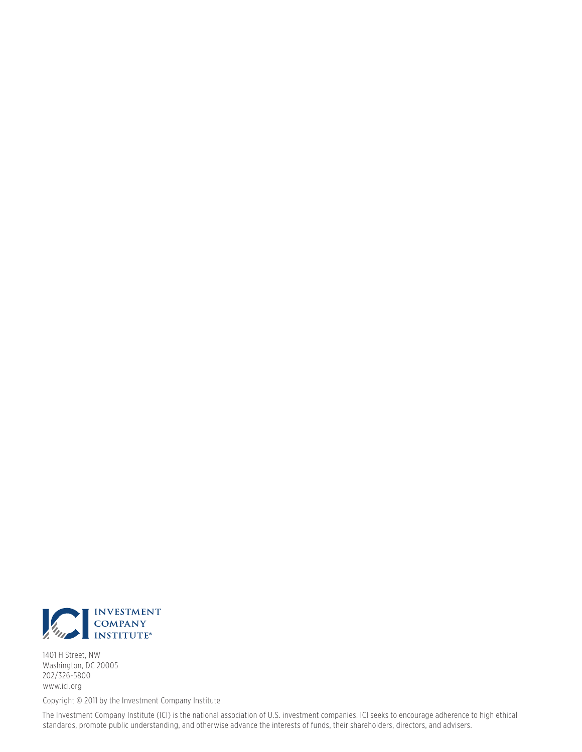INVESTMENT
COMPANY
INSTITUTE®

1401 H Street, NW
Washington, DC 20005
202/326-5800
www.ici.org

Copyright © 2011 by the Investment Company Institute

The Investment Company Institute (ICI) is the national association of U.S. investment companies. ICI seeks to encourage adherence to high ethical standards, promote public understanding, and otherwise advance the interests of funds, their shareholders, directors, and advisers.